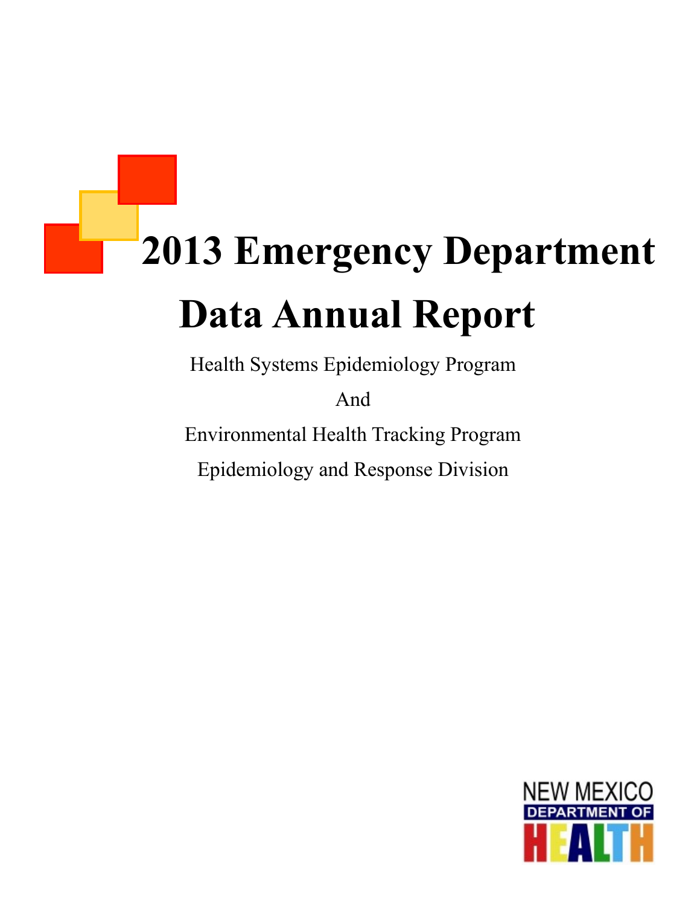# 2013 Emergency Department Data Annual Report

Health Systems Epidemiology Program

And

Environmental Health Tracking Program

Epidemiology and Response Division

NEW MEXICO DEPARTMENT OF HEALTH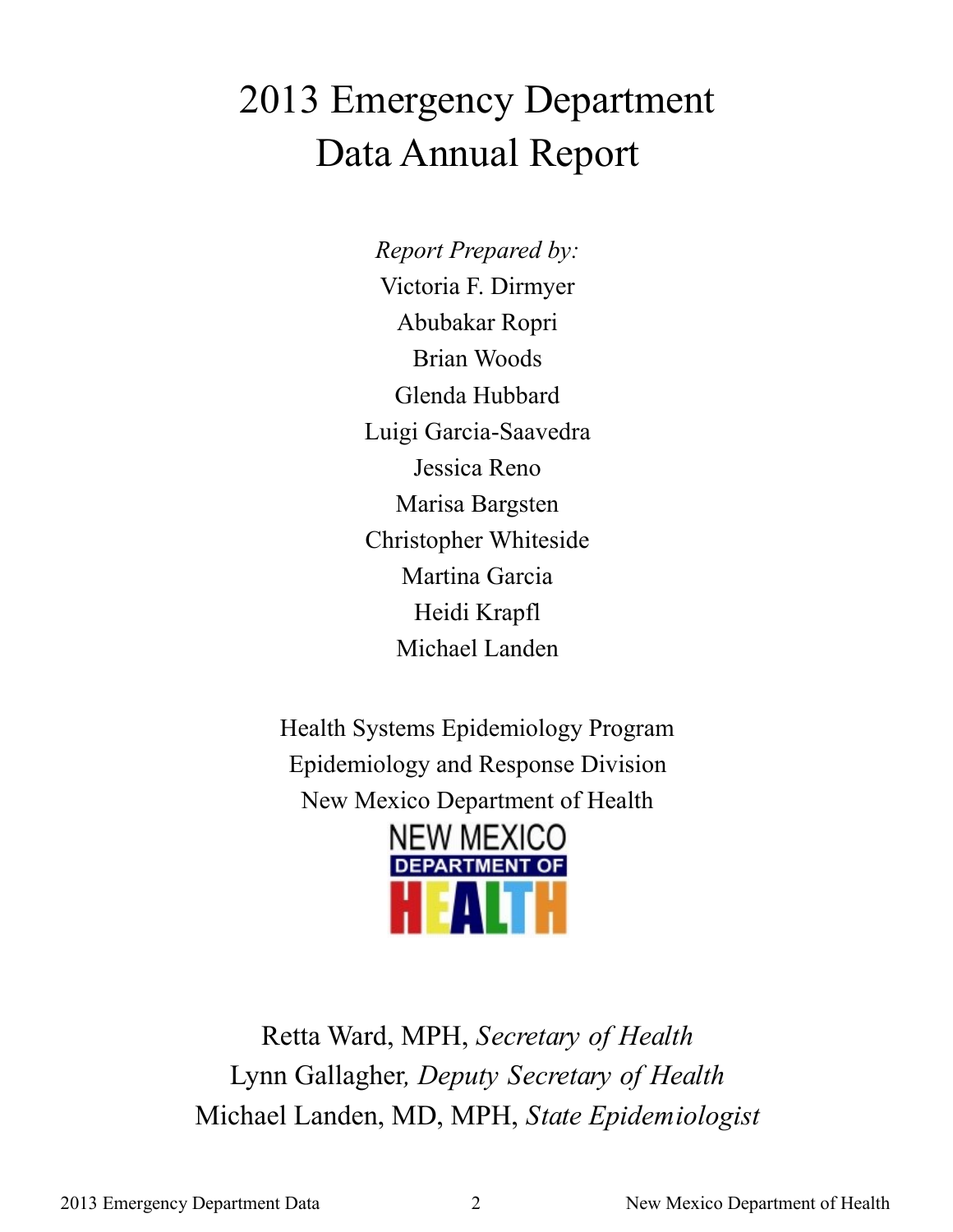# 2013 Emergency Department Data Annual Report

*Report Prepared by:*

Victoria F. Dirmyer

Abubakar Ropri

Brian Woods

Glenda Hubbard

Luigi Garcia-Saavedra

Jessica Reno

Marisa Bargsten

Christopher Whiteside

Martina Garcia

Heidi Krapfl

Michael Landen

Health Systems Epidemiology Program

Epidemiology and Response Division

New Mexico Department of Health

NEW MEXICO DEPARTMENT OF HEALTH

Retta Ward, MPH, *Secretary of Health*

Lynn Gallagher*, Deputy Secretary of Health*

Michael Landen, MD, MPH, *State Epidemiologist*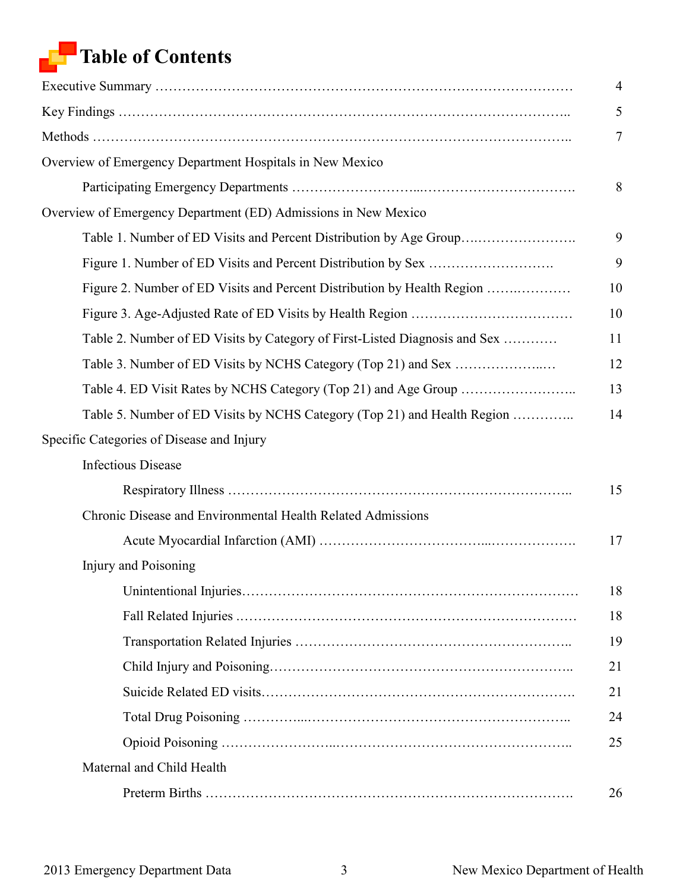# Table of Contents

| | |
|---|---|
| Executive Summary | 4 |
| Key Findings | 5 |
| Methods | 7 |
| Overview of Emergency Department Hospitals in New Mexico | |
| &nbsp;&nbsp;&nbsp;&nbsp;Participating Emergency Departments | 8 |
| Overview of Emergency Department (ED) Admissions in New Mexico | |
| &nbsp;&nbsp;&nbsp;&nbsp;Table 1. Number of ED Visits and Percent Distribution by Age Group | 9 |
| &nbsp;&nbsp;&nbsp;&nbsp;Figure 1. Number of ED Visits and Percent Distribution by Sex | 9 |
| &nbsp;&nbsp;&nbsp;&nbsp;Figure 2. Number of ED Visits and Percent Distribution by Health Region | 10 |
| &nbsp;&nbsp;&nbsp;&nbsp;Figure 3. Age-Adjusted Rate of ED Visits by Health Region | 10 |
| &nbsp;&nbsp;&nbsp;&nbsp;Table 2. Number of ED Visits by Category of First-Listed Diagnosis and Sex | 11 |
| &nbsp;&nbsp;&nbsp;&nbsp;Table 3. Number of ED Visits by NCHS Category (Top 21) and Sex | 12 |
| &nbsp;&nbsp;&nbsp;&nbsp;Table 4. ED Visit Rates by NCHS Category (Top 21) and Age Group | 13 |
| &nbsp;&nbsp;&nbsp;&nbsp;Table 5. Number of ED Visits by NCHS Category (Top 21) and Health Region | 14 |
| Specific Categories of Disease and Injury | |
| &nbsp;&nbsp;&nbsp;&nbsp;Infectious Disease | |
| &nbsp;&nbsp;&nbsp;&nbsp;&nbsp;&nbsp;&nbsp;&nbsp;Respiratory Illness | 15 |
| &nbsp;&nbsp;&nbsp;&nbsp;Chronic Disease and Environmental Health Related Admissions | |
| &nbsp;&nbsp;&nbsp;&nbsp;&nbsp;&nbsp;&nbsp;&nbsp;Acute Myocardial Infarction (AMI) | 17 |
| &nbsp;&nbsp;&nbsp;&nbsp;Injury and Poisoning | |
| &nbsp;&nbsp;&nbsp;&nbsp;&nbsp;&nbsp;&nbsp;&nbsp;Unintentional Injuries | 18 |
| &nbsp;&nbsp;&nbsp;&nbsp;&nbsp;&nbsp;&nbsp;&nbsp;Fall Related Injuries | 18 |
| &nbsp;&nbsp;&nbsp;&nbsp;&nbsp;&nbsp;&nbsp;&nbsp;Transportation Related Injuries | 19 |
| &nbsp;&nbsp;&nbsp;&nbsp;&nbsp;&nbsp;&nbsp;&nbsp;Child Injury and Poisoning | 21 |
| &nbsp;&nbsp;&nbsp;&nbsp;&nbsp;&nbsp;&nbsp;&nbsp;Suicide Related ED visits | 21 |
| &nbsp;&nbsp;&nbsp;&nbsp;&nbsp;&nbsp;&nbsp;&nbsp;Total Drug Poisoning | 24 |
| &nbsp;&nbsp;&nbsp;&nbsp;&nbsp;&nbsp;&nbsp;&nbsp;Opioid Poisoning | 25 |
| &nbsp;&nbsp;&nbsp;&nbsp;Maternal and Child Health | |
| &nbsp;&nbsp;&nbsp;&nbsp;&nbsp;&nbsp;&nbsp;&nbsp;Preterm Births | 26 |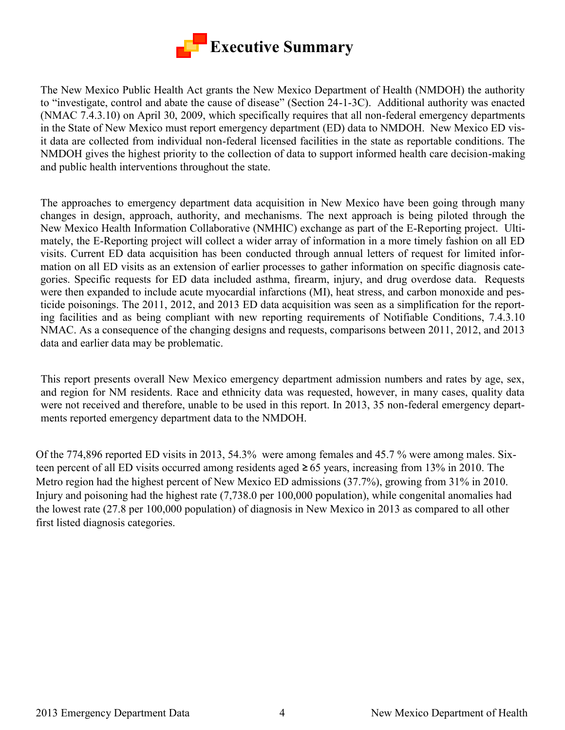# Executive Summary

The New Mexico Public Health Act grants the New Mexico Department of Health (NMDOH) the authority to "investigate, control and abate the cause of disease" (Section 24-1-3C). Additional authority was enacted (NMAC 7.4.3.10) on April 30, 2009, which specifically requires that all non-federal emergency departments in the State of New Mexico must report emergency department (ED) data to NMDOH. New Mexico ED visit data are collected from individual non-federal licensed facilities in the state as reportable conditions. The NMDOH gives the highest priority to the collection of data to support informed health care decision-making and public health interventions throughout the state.

The approaches to emergency department data acquisition in New Mexico have been going through many changes in design, approach, authority, and mechanisms. The next approach is being piloted through the New Mexico Health Information Collaborative (NMHIC) exchange as part of the E-Reporting project. Ultimately, the E-Reporting project will collect a wider array of information in a more timely fashion on all ED visits. Current ED data acquisition has been conducted through annual letters of request for limited information on all ED visits as an extension of earlier processes to gather information on specific diagnosis categories. Specific requests for ED data included asthma, firearm, injury, and drug overdose data. Requests were then expanded to include acute myocardial infarctions (MI), heat stress, and carbon monoxide and pesticide poisonings. The 2011, 2012, and 2013 ED data acquisition was seen as a simplification for the reporting facilities and as being compliant with new reporting requirements of Notifiable Conditions, 7.4.3.10 NMAC. As a consequence of the changing designs and requests, comparisons between 2011, 2012, and 2013 data and earlier data may be problematic.

This report presents overall New Mexico emergency department admission numbers and rates by age, sex, and region for NM residents. Race and ethnicity data was requested, however, in many cases, quality data were not received and therefore, unable to be used in this report. In 2013, 35 non-federal emergency departments reported emergency department data to the NMDOH.

Of the 774,896 reported ED visits in 2013, 54.3% were among females and 45.7 % were among males. Sixteen percent of all ED visits occurred among residents aged ≥ 65 years, increasing from 13% in 2010. The Metro region had the highest percent of New Mexico ED admissions (37.7%), growing from 31% in 2010. Injury and poisoning had the highest rate (7,738.0 per 100,000 population), while congenital anomalies had the lowest rate (27.8 per 100,000 population) of diagnosis in New Mexico in 2013 as compared to all other first listed diagnosis categories.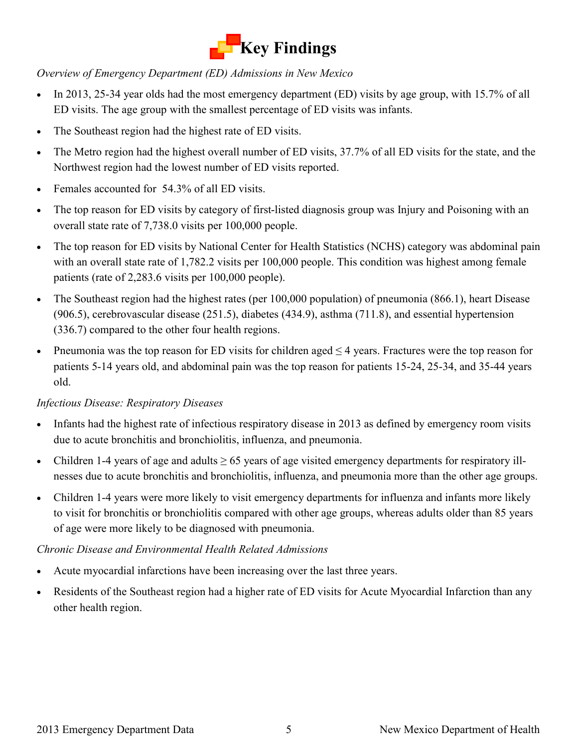# Key Findings

*Overview of Emergency Department (ED) Admissions in New Mexico*

- In 2013, 25-34 year olds had the most emergency department (ED) visits by age group, with 15.7% of all ED visits. The age group with the smallest percentage of ED visits was infants.
- The Southeast region had the highest rate of ED visits.
- The Metro region had the highest overall number of ED visits, 37.7% of all ED visits for the state, and the Northwest region had the lowest number of ED visits reported.
- Females accounted for 54.3% of all ED visits.
- The top reason for ED visits by category of first-listed diagnosis group was Injury and Poisoning with an overall state rate of 7,738.0 visits per 100,000 people.
- The top reason for ED visits by National Center for Health Statistics (NCHS) category was abdominal pain with an overall state rate of 1,782.2 visits per 100,000 people. This condition was highest among female patients (rate of 2,283.6 visits per 100,000 people).
- The Southeast region had the highest rates (per 100,000 population) of pneumonia (866.1), heart Disease (906.5), cerebrovascular disease (251.5), diabetes (434.9), asthma (711.8), and essential hypertension (336.7) compared to the other four health regions.
- Pneumonia was the top reason for ED visits for children aged ≤ 4 years. Fractures were the top reason for patients 5-14 years old, and abdominal pain was the top reason for patients 15-24, 25-34, and 35-44 years old.

*Infectious Disease: Respiratory Diseases*

- Infants had the highest rate of infectious respiratory disease in 2013 as defined by emergency room visits due to acute bronchitis and bronchiolitis, influenza, and pneumonia.
- Children 1-4 years of age and adults ≥ 65 years of age visited emergency departments for respiratory illnesses due to acute bronchitis and bronchiolitis, influenza, and pneumonia more than the other age groups.
- Children 1-4 years were more likely to visit emergency departments for influenza and infants more likely to visit for bronchitis or bronchiolitis compared with other age groups, whereas adults older than 85 years of age were more likely to be diagnosed with pneumonia.

*Chronic Disease and Environmental Health Related Admissions*

- Acute myocardial infarctions have been increasing over the last three years.
- Residents of the Southeast region had a higher rate of ED visits for Acute Myocardial Infarction than any other health region.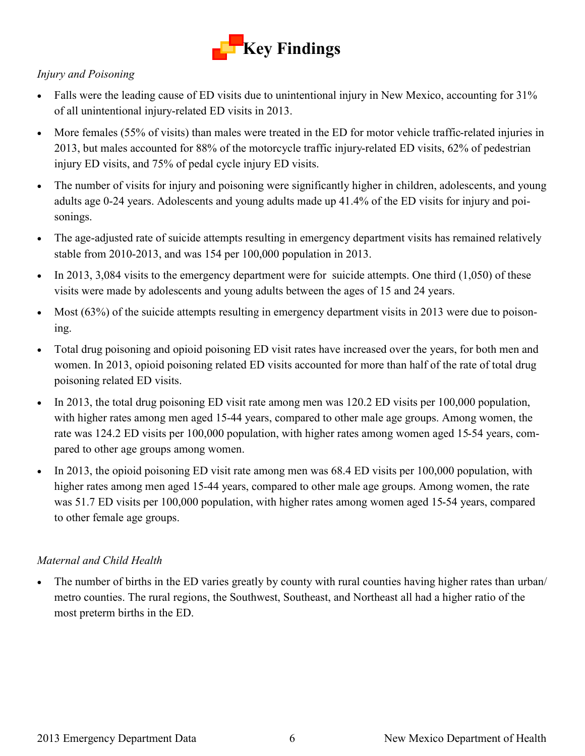# Key Findings

*Injury and Poisoning*

- Falls were the leading cause of ED visits due to unintentional injury in New Mexico, accounting for 31% of all unintentional injury-related ED visits in 2013.
- More females (55% of visits) than males were treated in the ED for motor vehicle traffic-related injuries in 2013, but males accounted for 88% of the motorcycle traffic injury-related ED visits, 62% of pedestrian injury ED visits, and 75% of pedal cycle injury ED visits.
- The number of visits for injury and poisoning were significantly higher in children, adolescents, and young adults age 0-24 years. Adolescents and young adults made up 41.4% of the ED visits for injury and poisonings.
- The age-adjusted rate of suicide attempts resulting in emergency department visits has remained relatively stable from 2010-2013, and was 154 per 100,000 population in 2013.
- In 2013, 3,084 visits to the emergency department were for suicide attempts. One third (1,050) of these visits were made by adolescents and young adults between the ages of 15 and 24 years.
- Most (63%) of the suicide attempts resulting in emergency department visits in 2013 were due to poisoning.
- Total drug poisoning and opioid poisoning ED visit rates have increased over the years, for both men and women. In 2013, opioid poisoning related ED visits accounted for more than half of the rate of total drug poisoning related ED visits.
- In 2013, the total drug poisoning ED visit rate among men was 120.2 ED visits per 100,000 population, with higher rates among men aged 15-44 years, compared to other male age groups. Among women, the rate was 124.2 ED visits per 100,000 population, with higher rates among women aged 15-54 years, compared to other age groups among women.
- In 2013, the opioid poisoning ED visit rate among men was 68.4 ED visits per 100,000 population, with higher rates among men aged 15-44 years, compared to other male age groups. Among women, the rate was 51.7 ED visits per 100,000 population, with higher rates among women aged 15-54 years, compared to other female age groups.

*Maternal and Child Health*

- The number of births in the ED varies greatly by county with rural counties having higher rates than urban/metro counties. The rural regions, the Southwest, Southeast, and Northeast all had a higher ratio of the most preterm births in the ED.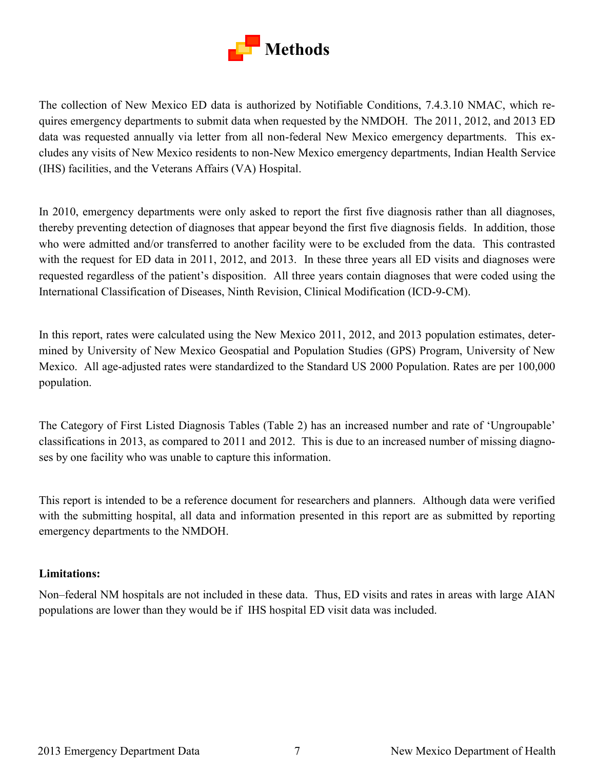# Methods

The collection of New Mexico ED data is authorized by Notifiable Conditions, 7.4.3.10 NMAC, which requires emergency departments to submit data when requested by the NMDOH. The 2011, 2012, and 2013 ED data was requested annually via letter from all non-federal New Mexico emergency departments. This excludes any visits of New Mexico residents to non-New Mexico emergency departments, Indian Health Service (IHS) facilities, and the Veterans Affairs (VA) Hospital.

In 2010, emergency departments were only asked to report the first five diagnosis rather than all diagnoses, thereby preventing detection of diagnoses that appear beyond the first five diagnosis fields. In addition, those who were admitted and/or transferred to another facility were to be excluded from the data. This contrasted with the request for ED data in 2011, 2012, and 2013. In these three years all ED visits and diagnoses were requested regardless of the patient's disposition. All three years contain diagnoses that were coded using the International Classification of Diseases, Ninth Revision, Clinical Modification (ICD-9-CM).

In this report, rates were calculated using the New Mexico 2011, 2012, and 2013 population estimates, determined by University of New Mexico Geospatial and Population Studies (GPS) Program, University of New Mexico. All age-adjusted rates were standardized to the Standard US 2000 Population. Rates are per 100,000 population.

The Category of First Listed Diagnosis Tables (Table 2) has an increased number and rate of 'Ungroupable' classifications in 2013, as compared to 2011 and 2012. This is due to an increased number of missing diagnoses by one facility who was unable to capture this information.

This report is intended to be a reference document for researchers and planners. Although data were verified with the submitting hospital, all data and information presented in this report are as submitted by reporting emergency departments to the NMDOH.

**Limitations:**

Non–federal NM hospitals are not included in these data. Thus, ED visits and rates in areas with large AIAN populations are lower than they would be if IHS hospital ED visit data was included.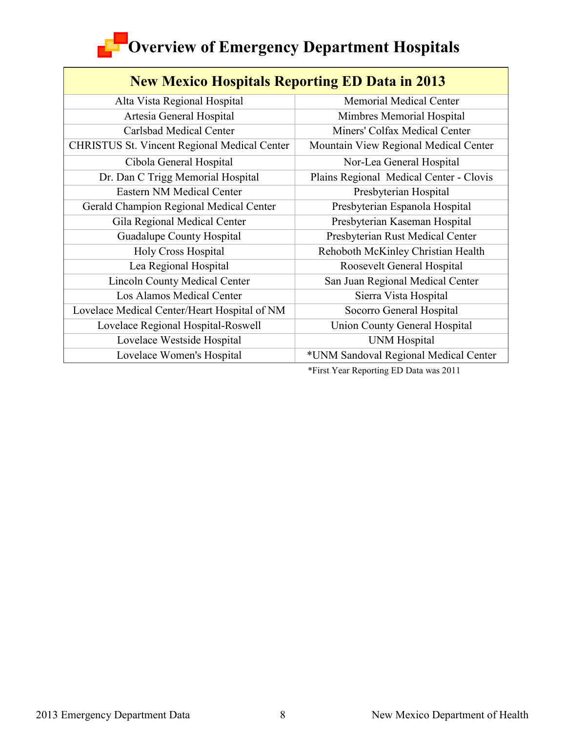# Overview of Emergency Department Hospitals

| New Mexico Hospitals Reporting ED Data in 2013 | |
|---|---|
| Alta Vista Regional Hospital | Memorial Medical Center |
| Artesia General Hospital | Mimbres Memorial Hospital |
| Carlsbad Medical Center | Miners' Colfax Medical Center |
| CHRISTUS St. Vincent Regional Medical Center | Mountain View Regional Medical Center |
| Cibola General Hospital | Nor-Lea General Hospital |
| Dr. Dan C Trigg Memorial Hospital | Plains Regional Medical Center - Clovis |
| Eastern NM Medical Center | Presbyterian Hospital |
| Gerald Champion Regional Medical Center | Presbyterian Espanola Hospital |
| Gila Regional Medical Center | Presbyterian Kaseman Hospital |
| Guadalupe County Hospital | Presbyterian Rust Medical Center |
| Holy Cross Hospital | Rehoboth McKinley Christian Health |
| Lea Regional Hospital | Roosevelt General Hospital |
| Lincoln County Medical Center | San Juan Regional Medical Center |
| Los Alamos Medical Center | Sierra Vista Hospital |
| Lovelace Medical Center/Heart Hospital of NM | Socorro General Hospital |
| Lovelace Regional Hospital-Roswell | Union County General Hospital |
| Lovelace Westside Hospital | UNM Hospital |
| Lovelace Women's Hospital | *UNM Sandoval Regional Medical Center |

*First Year Reporting ED Data was 2011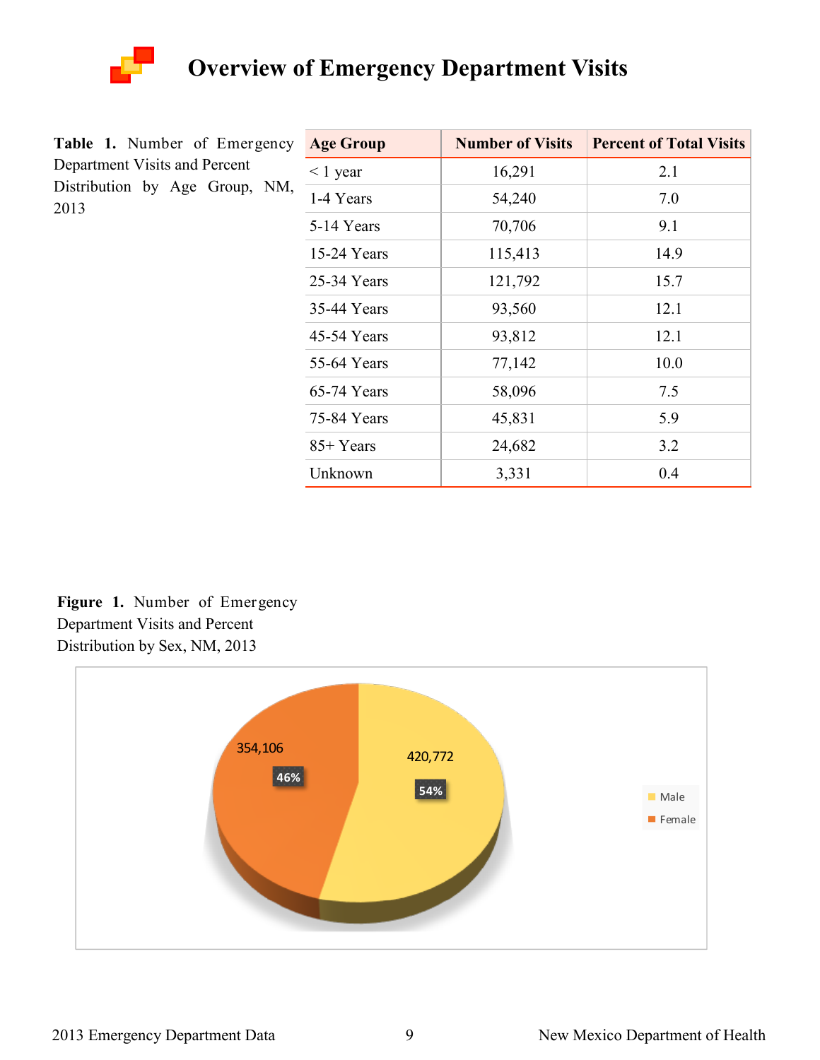# Overview of Emergency Department Visits

**Table 1.** Number of Emergency Department Visits and Percent Distribution by Age Group, NM, 2013

| Age Group | Number of Visits | Percent of Total Visits |
|---|---|---|
| < 1 year | 16,291 | 2.1 |
| 1-4 Years | 54,240 | 7.0 |
| 5-14 Years | 70,706 | 9.1 |
| 15-24 Years | 115,413 | 14.9 |
| 25-34 Years | 121,792 | 15.7 |
| 35-44 Years | 93,560 | 12.1 |
| 45-54 Years | 93,812 | 12.1 |
| 55-64 Years | 77,142 | 10.0 |
| 65-74 Years | 58,096 | 7.5 |
| 75-84 Years | 45,831 | 5.9 |
| 85+ Years | 24,682 | 3.2 |
| Unknown | 3,331 | 0.4 |

**Figure 1.** Number of Emergency Department Visits and Percent Distribution by Sex, NM, 2013

| Sex | Number of Visits | Percent |
|---|---|---|
| Male | 420,772 | 54% |
| Female | 354,106 | 46% |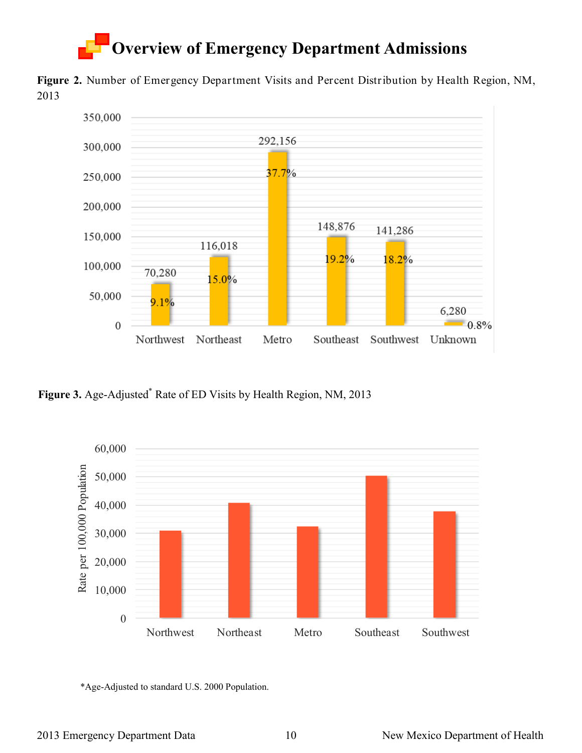# Overview of Emergency Department Admissions

**Figure 2.** Number of Emergency Department Visits and Percent Distribution by Health Region, NM, 2013

| Health Region | Number of Visits | Percent |
|---|---|---|
| Northwest | 70,280 | 9.1% |
| Northeast | 116,018 | 15.0% |
| Metro | 292,156 | 37.7% |
| Southeast | 148,876 | 19.2% |
| Southwest | 141,286 | 18.2% |
| Unknown | 6,280 | 0.8% |

**Figure 3.** Age-Adjusted* Rate of ED Visits by Health Region, NM, 2013

Rate per 100,000 Population: Northwest, Northeast, Metro, Southeast, Southwest

*Age-Adjusted to standard U.S. 2000 Population.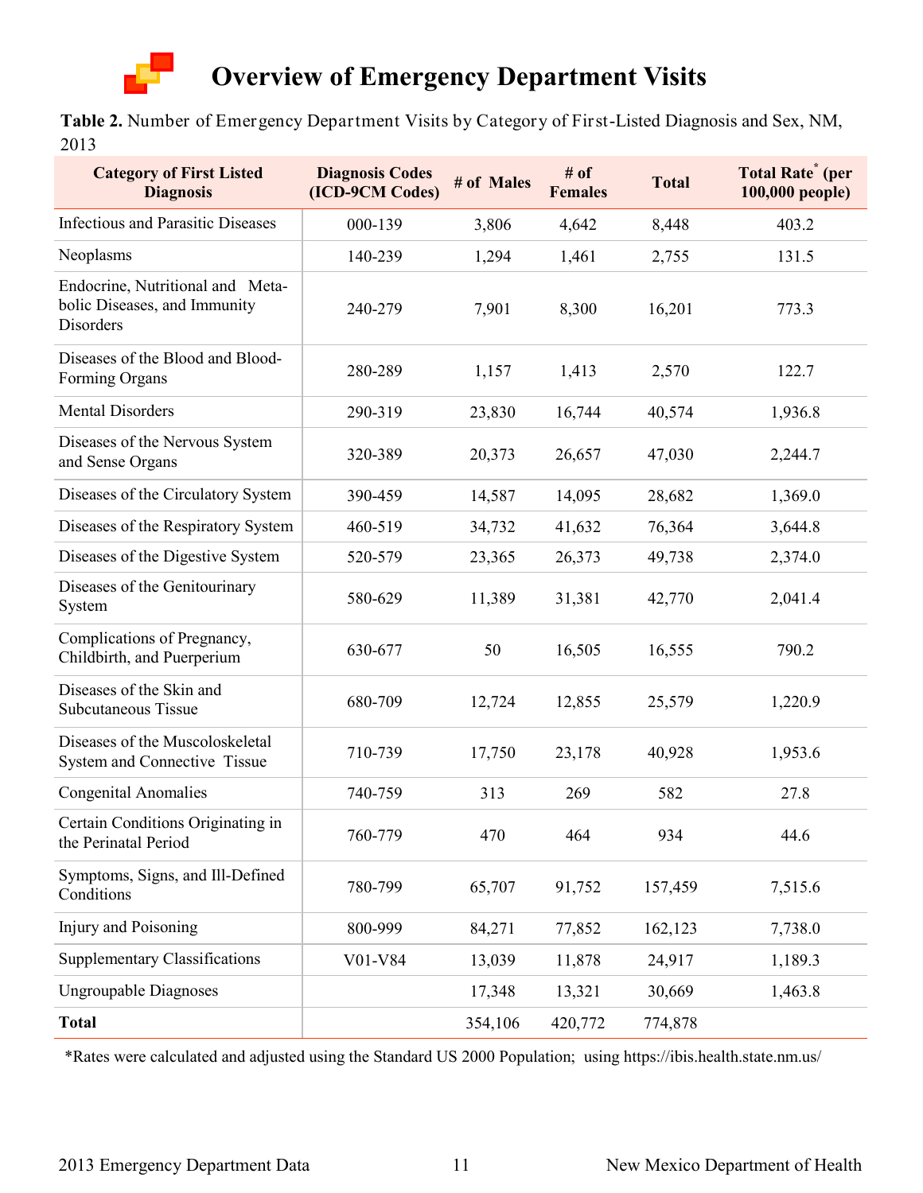# Overview of Emergency Department Visits

**Table 2.** Number of Emergency Department Visits by Category of First-Listed Diagnosis and Sex, NM, 2013

| Category of First Listed Diagnosis | Diagnosis Codes (ICD-9CM Codes) | # of Males | # of Females | Total | Total Rate* (per 100,000 people) |
|---|---|---|---|---|---|
| Infectious and Parasitic Diseases | 000-139 | 3,806 | 4,642 | 8,448 | 403.2 |
| Neoplasms | 140-239 | 1,294 | 1,461 | 2,755 | 131.5 |
| Endocrine, Nutritional and Metabolic Diseases, and Immunity Disorders | 240-279 | 7,901 | 8,300 | 16,201 | 773.3 |
| Diseases of the Blood and Blood-Forming Organs | 280-289 | 1,157 | 1,413 | 2,570 | 122.7 |
| Mental Disorders | 290-319 | 23,830 | 16,744 | 40,574 | 1,936.8 |
| Diseases of the Nervous System and Sense Organs | 320-389 | 20,373 | 26,657 | 47,030 | 2,244.7 |
| Diseases of the Circulatory System | 390-459 | 14,587 | 14,095 | 28,682 | 1,369.0 |
| Diseases of the Respiratory System | 460-519 | 34,732 | 41,632 | 76,364 | 3,644.8 |
| Diseases of the Digestive System | 520-579 | 23,365 | 26,373 | 49,738 | 2,374.0 |
| Diseases of the Genitourinary System | 580-629 | 11,389 | 31,381 | 42,770 | 2,041.4 |
| Complications of Pregnancy, Childbirth, and Puerperium | 630-677 | 50 | 16,505 | 16,555 | 790.2 |
| Diseases of the Skin and Subcutaneous Tissue | 680-709 | 12,724 | 12,855 | 25,579 | 1,220.9 |
| Diseases of the Muscoloskeletal System and Connective Tissue | 710-739 | 17,750 | 23,178 | 40,928 | 1,953.6 |
| Congenital Anomalies | 740-759 | 313 | 269 | 582 | 27.8 |
| Certain Conditions Originating in the Perinatal Period | 760-779 | 470 | 464 | 934 | 44.6 |
| Symptoms, Signs, and Ill-Defined Conditions | 780-799 | 65,707 | 91,752 | 157,459 | 7,515.6 |
| Injury and Poisoning | 800-999 | 84,271 | 77,852 | 162,123 | 7,738.0 |
| Supplementary Classifications | V01-V84 | 13,039 | 11,878 | 24,917 | 1,189.3 |
| Ungroupable Diagnoses | | 17,348 | 13,321 | 30,669 | 1,463.8 |
| **Total** | | 354,106 | 420,772 | 774,878 | |

*Rates were calculated and adjusted using the Standard US 2000 Population; using https://ibis.health.state.nm.us/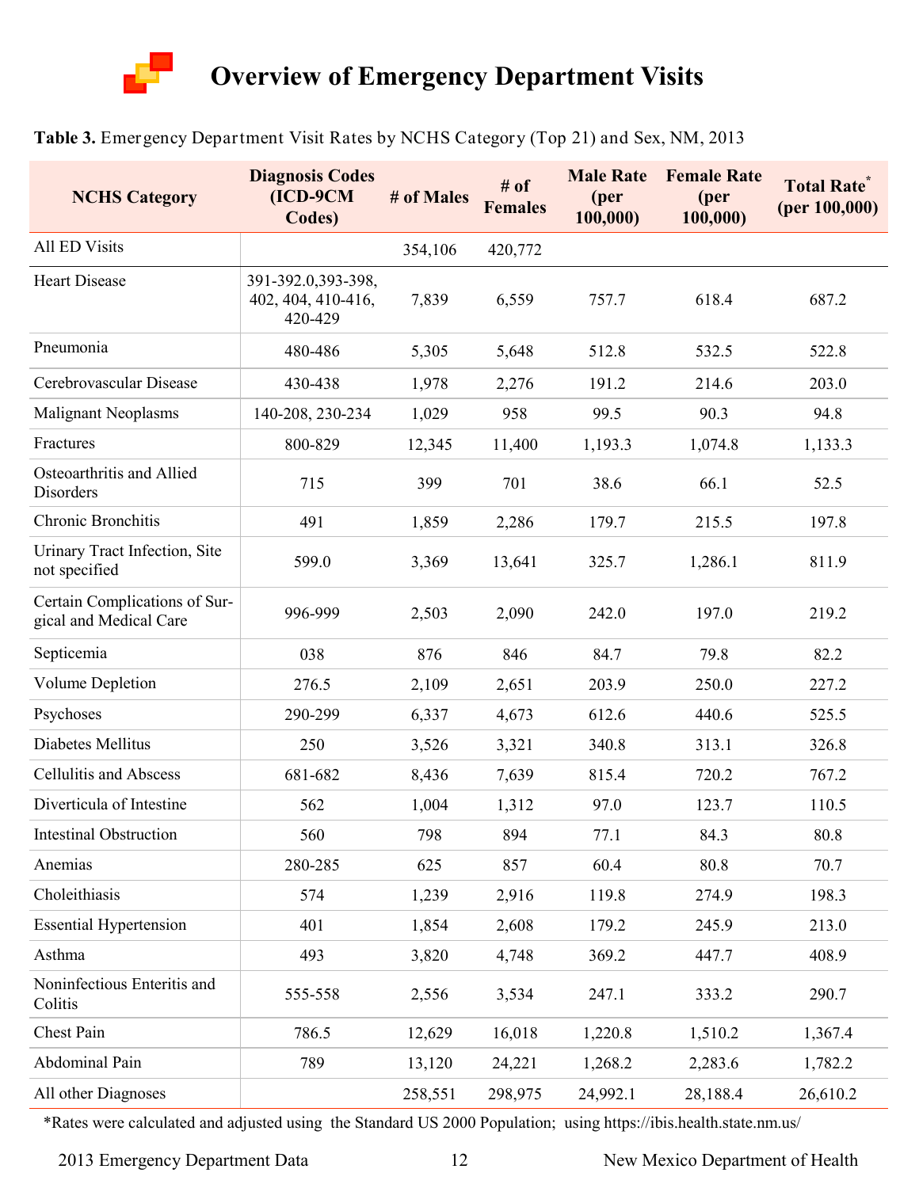# Overview of Emergency Department Visits

**Table 3.** Emergency Department Visit Rates by NCHS Category (Top 21) and Sex, NM, 2013

| NCHS Category | Diagnosis Codes (ICD-9CM Codes) | # of Males | # of Females | Male Rate (per 100,000) | Female Rate (per 100,000) | Total Rate* (per 100,000) |
|---|---|---|---|---|---|---|
| All ED Visits | | 354,106 | 420,772 | | | |
| Heart Disease | 391-392.0,393-398, 402, 404, 410-416, 420-429 | 7,839 | 6,559 | 757.7 | 618.4 | 687.2 |
| Pneumonia | 480-486 | 5,305 | 5,648 | 512.8 | 532.5 | 522.8 |
| Cerebrovascular Disease | 430-438 | 1,978 | 2,276 | 191.2 | 214.6 | 203.0 |
| Malignant Neoplasms | 140-208, 230-234 | 1,029 | 958 | 99.5 | 90.3 | 94.8 |
| Fractures | 800-829 | 12,345 | 11,400 | 1,193.3 | 1,074.8 | 1,133.3 |
| Osteoarthritis and Allied Disorders | 715 | 399 | 701 | 38.6 | 66.1 | 52.5 |
| Chronic Bronchitis | 491 | 1,859 | 2,286 | 179.7 | 215.5 | 197.8 |
| Urinary Tract Infection, Site not specified | 599.0 | 3,369 | 13,641 | 325.7 | 1,286.1 | 811.9 |
| Certain Complications of Surgical and Medical Care | 996-999 | 2,503 | 2,090 | 242.0 | 197.0 | 219.2 |
| Septicemia | 038 | 876 | 846 | 84.7 | 79.8 | 82.2 |
| Volume Depletion | 276.5 | 2,109 | 2,651 | 203.9 | 250.0 | 227.2 |
| Psychoses | 290-299 | 6,337 | 4,673 | 612.6 | 440.6 | 525.5 |
| Diabetes Mellitus | 250 | 3,526 | 3,321 | 340.8 | 313.1 | 326.8 |
| Cellulitis and Abscess | 681-682 | 8,436 | 7,639 | 815.4 | 720.2 | 767.2 |
| Diverticula of Intestine | 562 | 1,004 | 1,312 | 97.0 | 123.7 | 110.5 |
| Intestinal Obstruction | 560 | 798 | 894 | 77.1 | 84.3 | 80.8 |
| Anemias | 280-285 | 625 | 857 | 60.4 | 80.8 | 70.7 |
| Choleithiasis | 574 | 1,239 | 2,916 | 119.8 | 274.9 | 198.3 |
| Essential Hypertension | 401 | 1,854 | 2,608 | 179.2 | 245.9 | 213.0 |
| Asthma | 493 | 3,820 | 4,748 | 369.2 | 447.7 | 408.9 |
| Noninfectious Enteritis and Colitis | 555-558 | 2,556 | 3,534 | 247.1 | 333.2 | 290.7 |
| Chest Pain | 786.5 | 12,629 | 16,018 | 1,220.8 | 1,510.2 | 1,367.4 |
| Abdominal Pain | 789 | 13,120 | 24,221 | 1,268.2 | 2,283.6 | 1,782.2 |
| All other Diagnoses | | 258,551 | 298,975 | 24,992.1 | 28,188.4 | 26,610.2 |

*Rates were calculated and adjusted using the Standard US 2000 Population; using https://ibis.health.state.nm.us/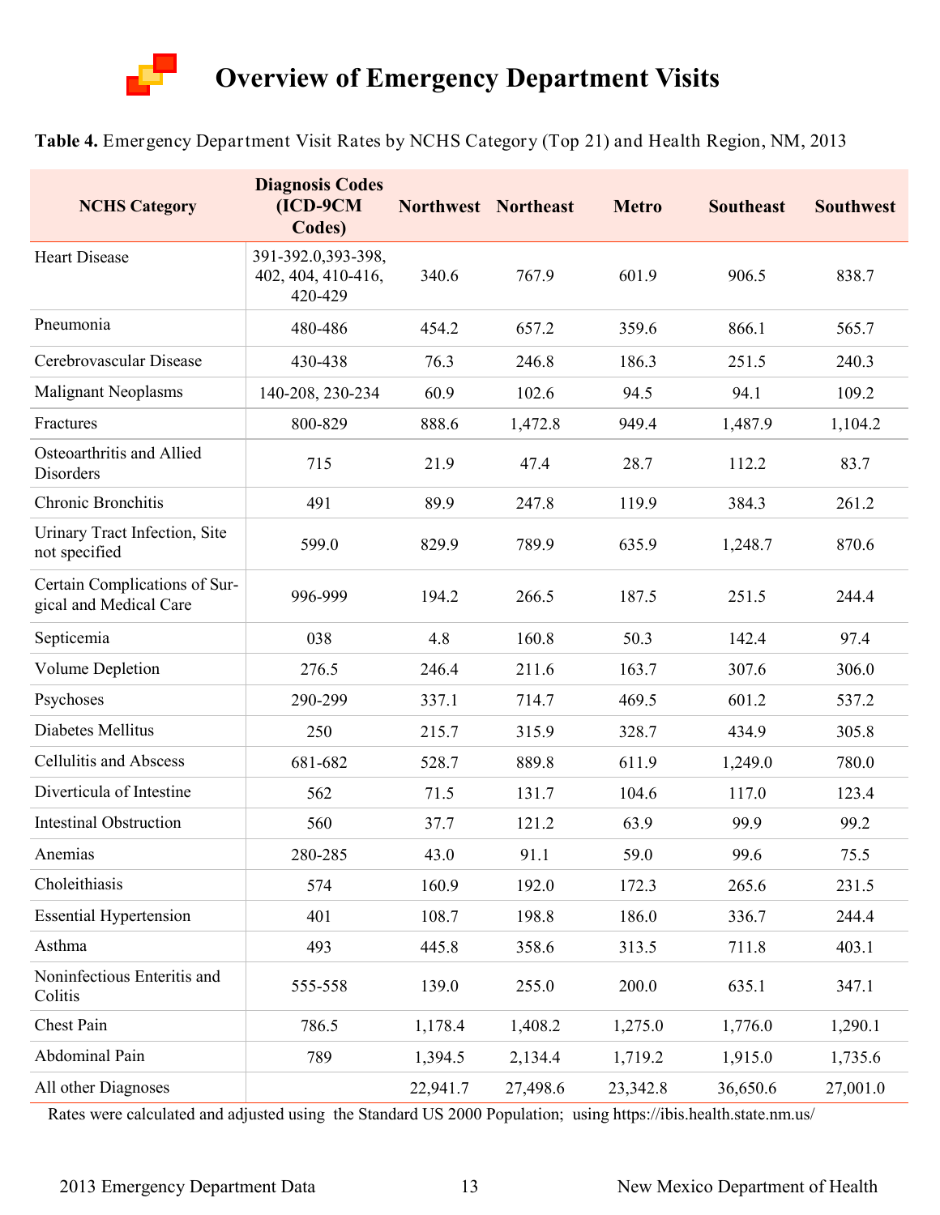# Overview of Emergency Department Visits

**Table 4.** Emergency Department Visit Rates by NCHS Category (Top 21) and Health Region, NM, 2013

| NCHS Category | Diagnosis Codes (ICD-9CM Codes) | Northwest | Northeast | Metro | Southeast | Southwest |
|---|---|---|---|---|---|---|
| Heart Disease | 391-392.0,393-398, 402, 404, 410-416, 420-429 | 340.6 | 767.9 | 601.9 | 906.5 | 838.7 |
| Pneumonia | 480-486 | 454.2 | 657.2 | 359.6 | 866.1 | 565.7 |
| Cerebrovascular Disease | 430-438 | 76.3 | 246.8 | 186.3 | 251.5 | 240.3 |
| Malignant Neoplasms | 140-208, 230-234 | 60.9 | 102.6 | 94.5 | 94.1 | 109.2 |
| Fractures | 800-829 | 888.6 | 1,472.8 | 949.4 | 1,487.9 | 1,104.2 |
| Osteoarthritis and Allied Disorders | 715 | 21.9 | 47.4 | 28.7 | 112.2 | 83.7 |
| Chronic Bronchitis | 491 | 89.9 | 247.8 | 119.9 | 384.3 | 261.2 |
| Urinary Tract Infection, Site not specified | 599.0 | 829.9 | 789.9 | 635.9 | 1,248.7 | 870.6 |
| Certain Complications of Surgical and Medical Care | 996-999 | 194.2 | 266.5 | 187.5 | 251.5 | 244.4 |
| Septicemia | 038 | 4.8 | 160.8 | 50.3 | 142.4 | 97.4 |
| Volume Depletion | 276.5 | 246.4 | 211.6 | 163.7 | 307.6 | 306.0 |
| Psychoses | 290-299 | 337.1 | 714.7 | 469.5 | 601.2 | 537.2 |
| Diabetes Mellitus | 250 | 215.7 | 315.9 | 328.7 | 434.9 | 305.8 |
| Cellulitis and Abscess | 681-682 | 528.7 | 889.8 | 611.9 | 1,249.0 | 780.0 |
| Diverticula of Intestine | 562 | 71.5 | 131.7 | 104.6 | 117.0 | 123.4 |
| Intestinal Obstruction | 560 | 37.7 | 121.2 | 63.9 | 99.9 | 99.2 |
| Anemias | 280-285 | 43.0 | 91.1 | 59.0 | 99.6 | 75.5 |
| Choleithiasis | 574 | 160.9 | 192.0 | 172.3 | 265.6 | 231.5 |
| Essential Hypertension | 401 | 108.7 | 198.8 | 186.0 | 336.7 | 244.4 |
| Asthma | 493 | 445.8 | 358.6 | 313.5 | 711.8 | 403.1 |
| Noninfectious Enteritis and Colitis | 555-558 | 139.0 | 255.0 | 200.0 | 635.1 | 347.1 |
| Chest Pain | 786.5 | 1,178.4 | 1,408.2 | 1,275.0 | 1,776.0 | 1,290.1 |
| Abdominal Pain | 789 | 1,394.5 | 2,134.4 | 1,719.2 | 1,915.0 | 1,735.6 |
| All other Diagnoses | | 22,941.7 | 27,498.6 | 23,342.8 | 36,650.6 | 27,001.0 |

Rates were calculated and adjusted using the Standard US 2000 Population; using https://ibis.health.state.nm.us/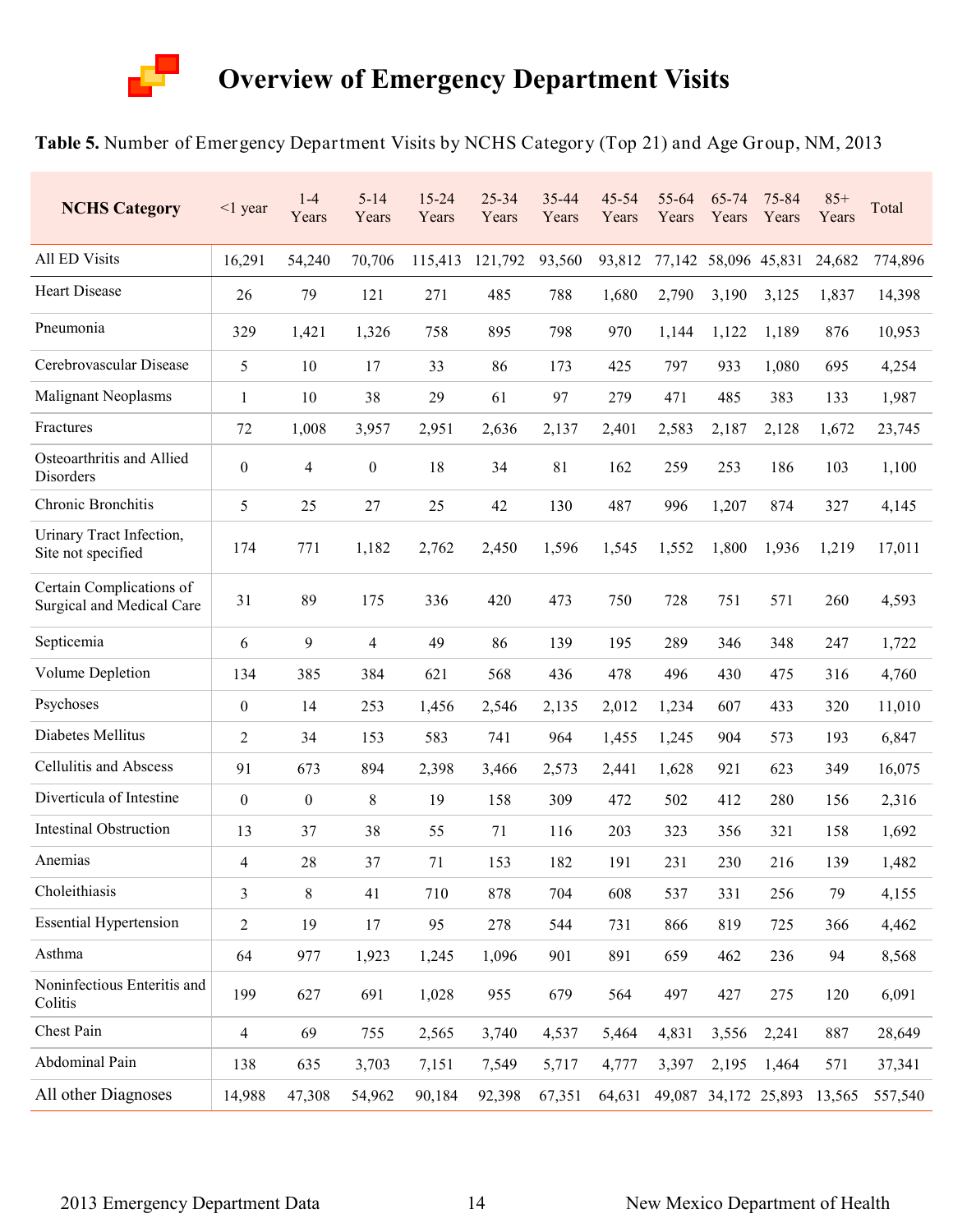# Overview of Emergency Department Visits

**Table 5.** Number of Emergency Department Visits by NCHS Category (Top 21) and Age Group, NM, 2013

| NCHS Category | <1 year | 1-4 Years | 5-14 Years | 15-24 Years | 25-34 Years | 35-44 Years | 45-54 Years | 55-64 Years | 65-74 Years | 75-84 Years | 85+ Years | Total |
|---|---|---|---|---|---|---|---|---|---|---|---|---|
| All ED Visits | 16,291 | 54,240 | 70,706 | 115,413 | 121,792 | 93,560 | 93,812 | 77,142 | 58,096 | 45,831 | 24,682 | 774,896 |
| Heart Disease | 26 | 79 | 121 | 271 | 485 | 788 | 1,680 | 2,790 | 3,190 | 3,125 | 1,837 | 14,398 |
| Pneumonia | 329 | 1,421 | 1,326 | 758 | 895 | 798 | 970 | 1,144 | 1,122 | 1,189 | 876 | 10,953 |
| Cerebrovascular Disease | 5 | 10 | 17 | 33 | 86 | 173 | 425 | 797 | 933 | 1,080 | 695 | 4,254 |
| Malignant Neoplasms | 1 | 10 | 38 | 29 | 61 | 97 | 279 | 471 | 485 | 383 | 133 | 1,987 |
| Fractures | 72 | 1,008 | 3,957 | 2,951 | 2,636 | 2,137 | 2,401 | 2,583 | 2,187 | 2,128 | 1,672 | 23,745 |
| Osteoarthritis and Allied Disorders | 0 | 4 | 0 | 18 | 34 | 81 | 162 | 259 | 253 | 186 | 103 | 1,100 |
| Chronic Bronchitis | 5 | 25 | 27 | 25 | 42 | 130 | 487 | 996 | 1,207 | 874 | 327 | 4,145 |
| Urinary Tract Infection, Site not specified | 174 | 771 | 1,182 | 2,762 | 2,450 | 1,596 | 1,545 | 1,552 | 1,800 | 1,936 | 1,219 | 17,011 |
| Certain Complications of Surgical and Medical Care | 31 | 89 | 175 | 336 | 420 | 473 | 750 | 728 | 751 | 571 | 260 | 4,593 |
| Septicemia | 6 | 9 | 4 | 49 | 86 | 139 | 195 | 289 | 346 | 348 | 247 | 1,722 |
| Volume Depletion | 134 | 385 | 384 | 621 | 568 | 436 | 478 | 496 | 430 | 475 | 316 | 4,760 |
| Psychoses | 0 | 14 | 253 | 1,456 | 2,546 | 2,135 | 2,012 | 1,234 | 607 | 433 | 320 | 11,010 |
| Diabetes Mellitus | 2 | 34 | 153 | 583 | 741 | 964 | 1,455 | 1,245 | 904 | 573 | 193 | 6,847 |
| Cellulitis and Abscess | 91 | 673 | 894 | 2,398 | 3,466 | 2,573 | 2,441 | 1,628 | 921 | 623 | 349 | 16,075 |
| Diverticula of Intestine | 0 | 0 | 8 | 19 | 158 | 309 | 472 | 502 | 412 | 280 | 156 | 2,316 |
| Intestinal Obstruction | 13 | 37 | 38 | 55 | 71 | 116 | 203 | 323 | 356 | 321 | 158 | 1,692 |
| Anemias | 4 | 28 | 37 | 71 | 153 | 182 | 191 | 231 | 230 | 216 | 139 | 1,482 |
| Choleithiasis | 3 | 8 | 41 | 710 | 878 | 704 | 608 | 537 | 331 | 256 | 79 | 4,155 |
| Essential Hypertension | 2 | 19 | 17 | 95 | 278 | 544 | 731 | 866 | 819 | 725 | 366 | 4,462 |
| Asthma | 64 | 977 | 1,923 | 1,245 | 1,096 | 901 | 891 | 659 | 462 | 236 | 94 | 8,568 |
| Noninfectious Enteritis and Colitis | 199 | 627 | 691 | 1,028 | 955 | 679 | 564 | 497 | 427 | 275 | 120 | 6,091 |
| Chest Pain | 4 | 69 | 755 | 2,565 | 3,740 | 4,537 | 5,464 | 4,831 | 3,556 | 2,241 | 887 | 28,649 |
| Abdominal Pain | 138 | 635 | 3,703 | 7,151 | 7,549 | 5,717 | 4,777 | 3,397 | 2,195 | 1,464 | 571 | 37,341 |
| All other Diagnoses | 14,988 | 47,308 | 54,962 | 90,184 | 92,398 | 67,351 | 64,631 | 49,087 | 34,172 | 25,893 | 13,565 | 557,540 |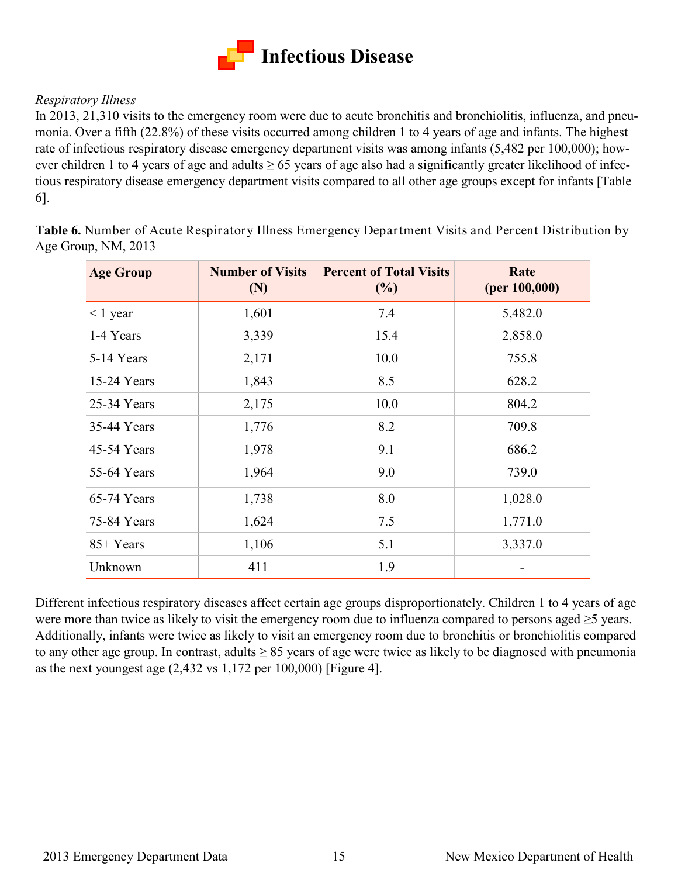# Infectious Disease

*Respiratory Illness*

In 2013, 21,310 visits to the emergency room were due to acute bronchitis and bronchiolitis, influenza, and pneumonia. Over a fifth (22.8%) of these visits occurred among children 1 to 4 years of age and infants. The highest rate of infectious respiratory disease emergency department visits was among infants (5,482 per 100,000); however children 1 to 4 years of age and adults ≥ 65 years of age also had a significantly greater likelihood of infectious respiratory disease emergency department visits compared to all other age groups except for infants [Table 6].

**Table 6.** Number of Acute Respiratory Illness Emergency Department Visits and Percent Distribution by Age Group, NM, 2013

| Age Group | Number of Visits (N) | Percent of Total Visits (%) | Rate (per 100,000) |
|---|---|---|---|
| < 1 year | 1,601 | 7.4 | 5,482.0 |
| 1-4 Years | 3,339 | 15.4 | 2,858.0 |
| 5-14 Years | 2,171 | 10.0 | 755.8 |
| 15-24 Years | 1,843 | 8.5 | 628.2 |
| 25-34 Years | 2,175 | 10.0 | 804.2 |
| 35-44 Years | 1,776 | 8.2 | 709.8 |
| 45-54 Years | 1,978 | 9.1 | 686.2 |
| 55-64 Years | 1,964 | 9.0 | 739.0 |
| 65-74 Years | 1,738 | 8.0 | 1,028.0 |
| 75-84 Years | 1,624 | 7.5 | 1,771.0 |
| 85+ Years | 1,106 | 5.1 | 3,337.0 |
| Unknown | 411 | 1.9 | - |

Different infectious respiratory diseases affect certain age groups disproportionately. Children 1 to 4 years of age were more than twice as likely to visit the emergency room due to influenza compared to persons aged ≥5 years. Additionally, infants were twice as likely to visit an emergency room due to bronchitis or bronchiolitis compared to any other age group. In contrast, adults ≥ 85 years of age were twice as likely to be diagnosed with pneumonia as the next youngest age (2,432 vs 1,172 per 100,000) [Figure 4].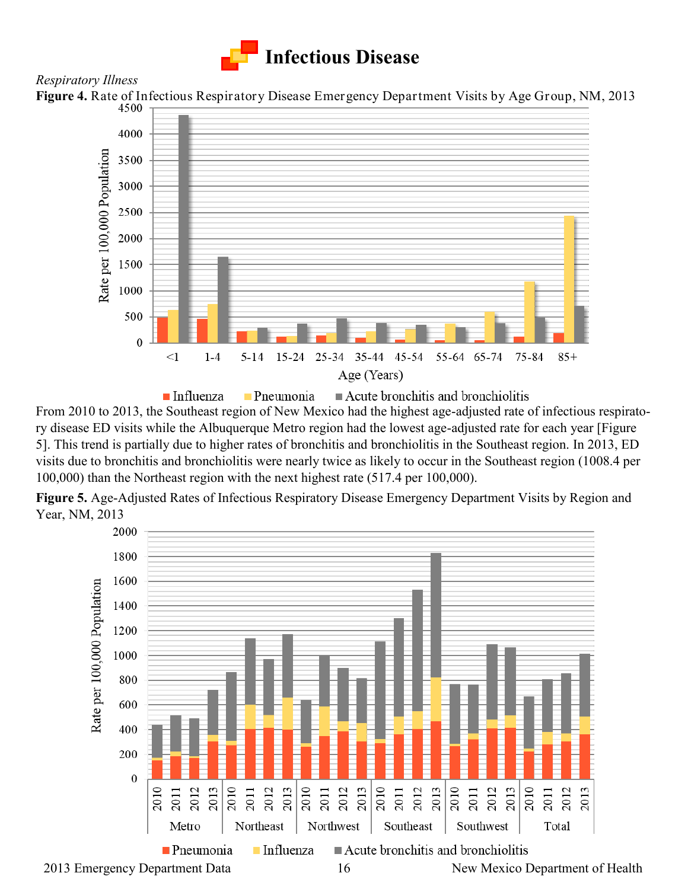# Infectious Disease

*Respiratory Illness*

**Figure 4.** Rate of Infectious Respiratory Disease Emergency Department Visits by Age Group, NM, 2013

From 2010 to 2013, the Southeast region of New Mexico had the highest age-adjusted rate of infectious respiratory disease ED visits while the Albuquerque Metro region had the lowest age-adjusted rate for each year [Figure 5]. This trend is partially due to higher rates of bronchitis and bronchiolitis in the Southeast region. In 2013, ED visits due to bronchitis and bronchiolitis were nearly twice as likely to occur in the Southeast region (1008.4 per 100,000) than the Northeast region with the next highest rate (517.4 per 100,000).

**Figure 5.** Age-Adjusted Rates of Infectious Respiratory Disease Emergency Department Visits by Region and Year, NM, 2013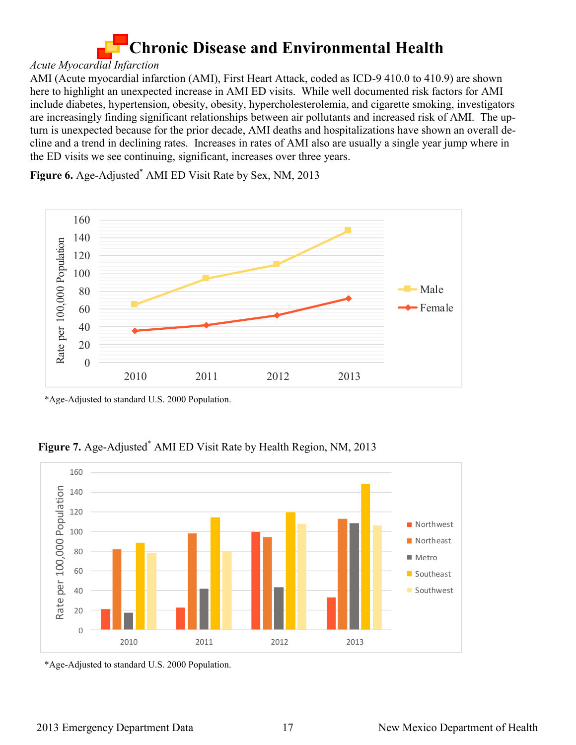# Chronic Disease and Environmental Health

*Acute Myocardial Infarction*

AMI (Acute myocardial infarction (AMI), First Heart Attack, coded as ICD-9 410.0 to 410.9) are shown here to highlight an unexpected increase in AMI ED visits. While well documented risk factors for AMI include diabetes, hypertension, obesity, obesity, hypercholesterolemia, and cigarette smoking, investigators are increasingly finding significant relationships between air pollutants and increased risk of AMI. The upturn is unexpected because for the prior decade, AMI deaths and hospitalizations have shown an overall decline and a trend in declining rates. Increases in rates of AMI also are usually a single year jump where in the ED visits we see continuing, significant, increases over three years.

**Figure 6.** Age-Adjusted* AMI ED Visit Rate by Sex, NM, 2013

*Age-Adjusted to standard U.S. 2000 Population.

**Figure 7.** Age-Adjusted* AMI ED Visit Rate by Health Region, NM, 2013

*Age-Adjusted to standard U.S. 2000 Population.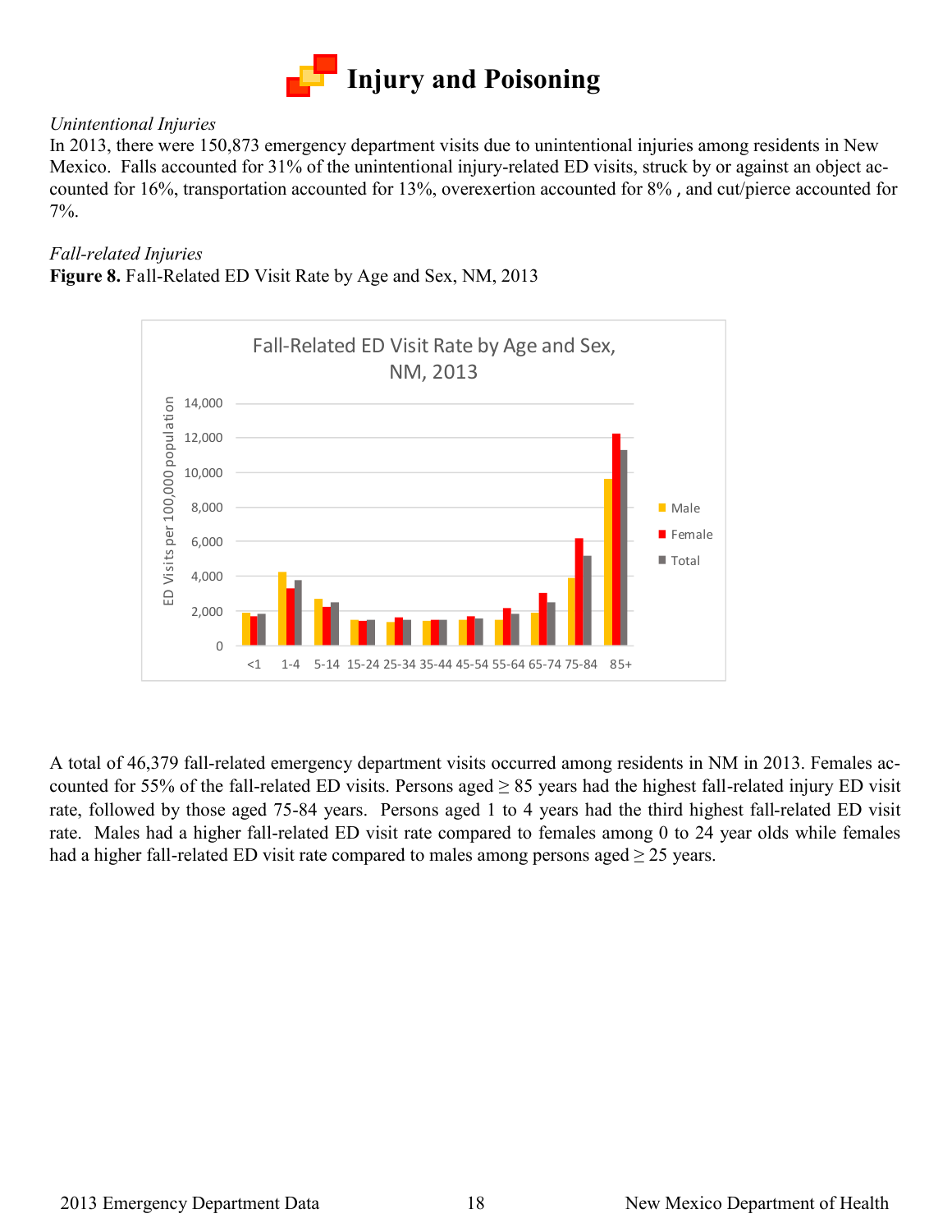# Injury and Poisoning

*Unintentional Injuries*

In 2013, there were 150,873 emergency department visits due to unintentional injuries among residents in New Mexico. Falls accounted for 31% of the unintentional injury-related ED visits, struck by or against an object accounted for 16%, transportation accounted for 13%, overexertion accounted for 8% , and cut/pierce accounted for 7%.

*Fall-related Injuries*

**Figure 8.** Fall-Related ED Visit Rate by Age and Sex, NM, 2013

A total of 46,379 fall-related emergency department visits occurred among residents in NM in 2013. Females accounted for 55% of the fall-related ED visits. Persons aged ≥ 85 years had the highest fall-related injury ED visit rate, followed by those aged 75-84 years. Persons aged 1 to 4 years had the third highest fall-related ED visit rate. Males had a higher fall-related ED visit rate compared to females among 0 to 24 year olds while females had a higher fall-related ED visit rate compared to males among persons aged ≥ 25 years.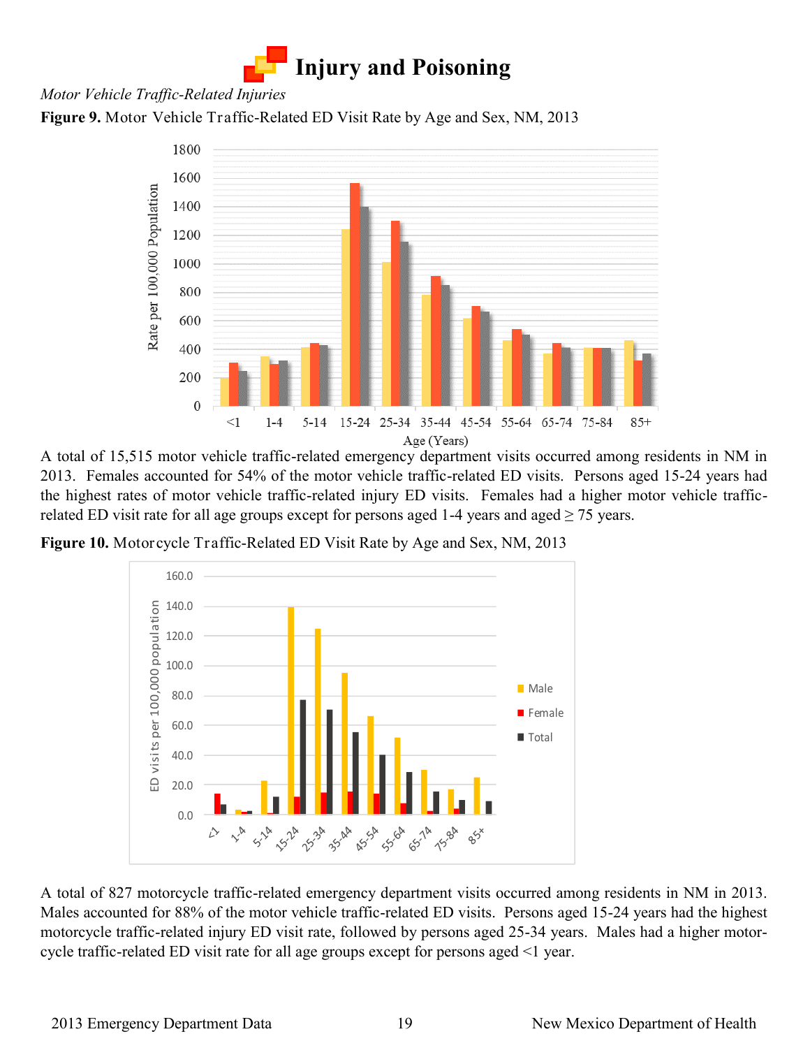# Injury and Poisoning

*Motor Vehicle Traffic-Related Injuries*

**Figure 9.** Motor Vehicle Traffic-Related ED Visit Rate by Age and Sex, NM, 2013

A total of 15,515 motor vehicle traffic-related emergency department visits occurred among residents in NM in 2013. Females accounted for 54% of the motor vehicle traffic-related ED visits. Persons aged 15-24 years had the highest rates of motor vehicle traffic-related injury ED visits. Females had a higher motor vehicle traffic-related ED visit rate for all age groups except for persons aged 1-4 years and aged ≥ 75 years.

**Figure 10.** Motorcycle Traffic-Related ED Visit Rate by Age and Sex, NM, 2013

A total of 827 motorcycle traffic-related emergency department visits occurred among residents in NM in 2013. Males accounted for 88% of the motor vehicle traffic-related ED visits. Persons aged 15-24 years had the highest motorcycle traffic-related injury ED visit rate, followed by persons aged 25-34 years. Males had a higher motorcycle traffic-related ED visit rate for all age groups except for persons aged <1 year.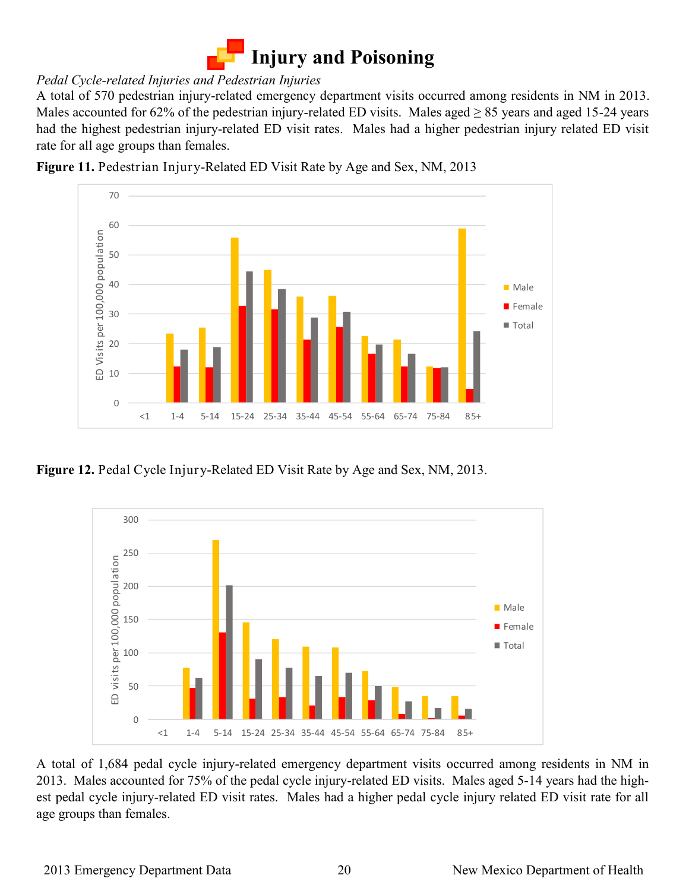# Injury and Poisoning

*Pedal Cycle-related Injuries and Pedestrian Injuries*

A total of 570 pedestrian injury-related emergency department visits occurred among residents in NM in 2013. Males accounted for 62% of the pedestrian injury-related ED visits. Males aged ≥ 85 years and aged 15-24 years had the highest pedestrian injury-related ED visit rates. Males had a higher pedestrian injury related ED visit rate for all age groups than females.

**Figure 11.** Pedestrian Injury-Related ED Visit Rate by Age and Sex, NM, 2013

**Figure 12.** Pedal Cycle Injury-Related ED Visit Rate by Age and Sex, NM, 2013.

A total of 1,684 pedal cycle injury-related emergency department visits occurred among residents in NM in 2013. Males accounted for 75% of the pedal cycle injury-related ED visits. Males aged 5-14 years had the highest pedal cycle injury-related ED visit rates. Males had a higher pedal cycle injury related ED visit rate for all age groups than females.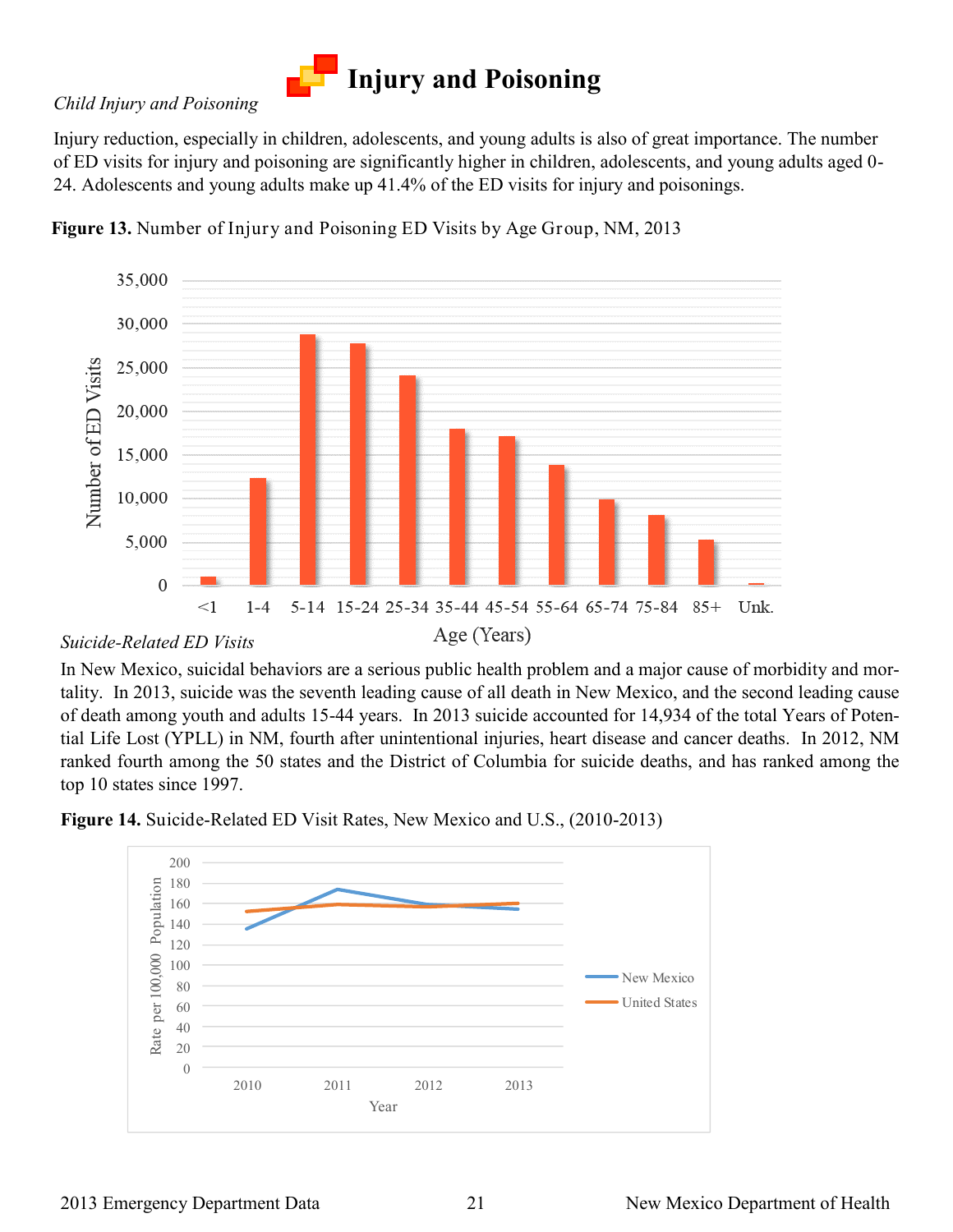# Injury and Poisoning

*Child Injury and Poisoning*

Injury reduction, especially in children, adolescents, and young adults is also of great importance. The number of ED visits for injury and poisoning are significantly higher in children, adolescents, and young adults aged 0-24. Adolescents and young adults make up 41.4% of the ED visits for injury and poisonings.

**Figure 13.** Number of Injury and Poisoning ED Visits by Age Group, NM, 2013

*Suicide-Related ED Visits*

In New Mexico, suicidal behaviors are a serious public health problem and a major cause of morbidity and mortality. In 2013, suicide was the seventh leading cause of all death in New Mexico, and the second leading cause of death among youth and adults 15-44 years. In 2013 suicide accounted for 14,934 of the total Years of Potential Life Lost (YPLL) in NM, fourth after unintentional injuries, heart disease and cancer deaths. In 2012, NM ranked fourth among the 50 states and the District of Columbia for suicide deaths, and has ranked among the top 10 states since 1997.

**Figure 14.** Suicide-Related ED Visit Rates, New Mexico and U.S., (2010-2013)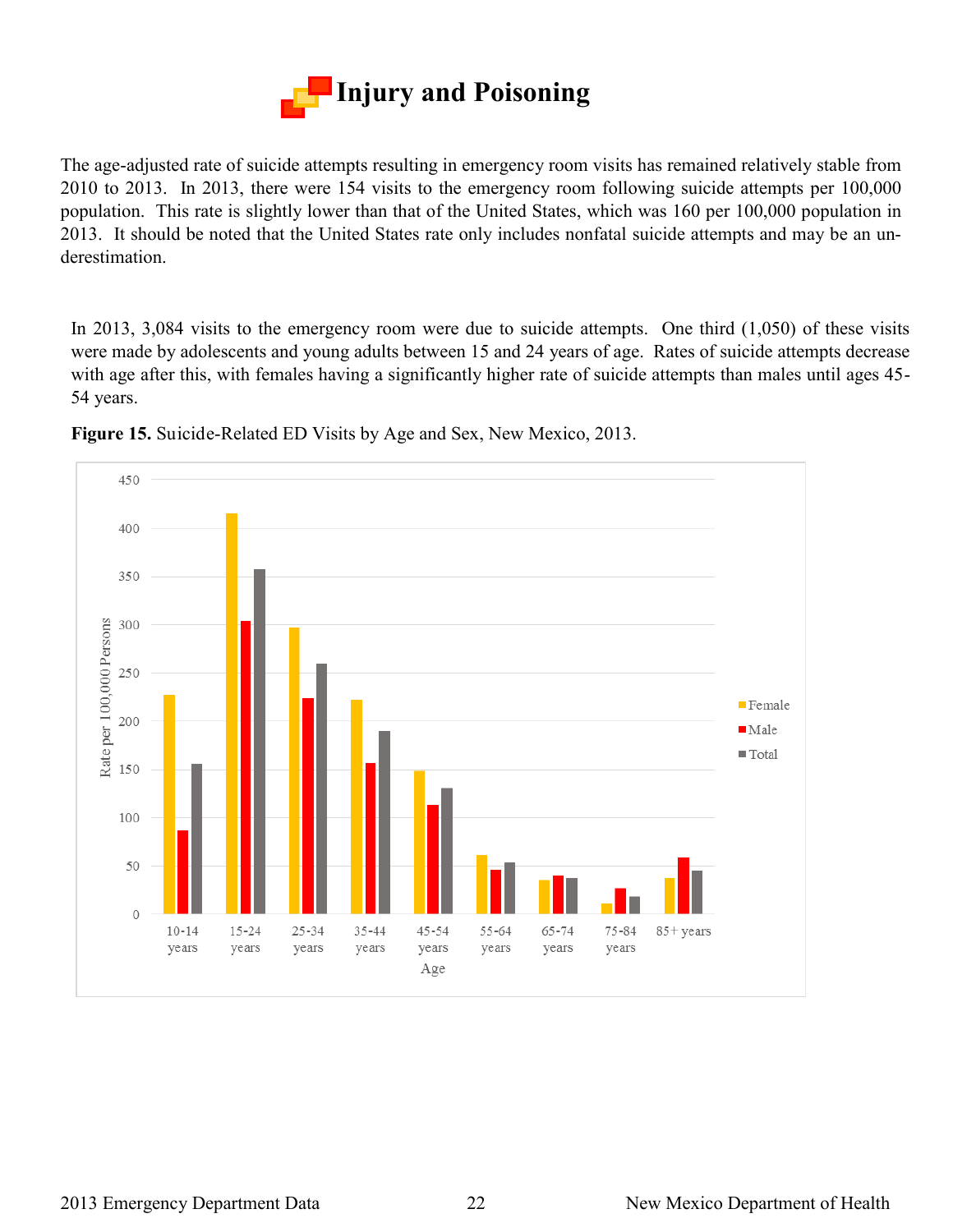# Injury and Poisoning

The age-adjusted rate of suicide attempts resulting in emergency room visits has remained relatively stable from 2010 to 2013. In 2013, there were 154 visits to the emergency room following suicide attempts per 100,000 population. This rate is slightly lower than that of the United States, which was 160 per 100,000 population in 2013. It should be noted that the United States rate only includes nonfatal suicide attempts and may be an underestimation.

In 2013, 3,084 visits to the emergency room were due to suicide attempts. One third (1,050) of these visits were made by adolescents and young adults between 15 and 24 years of age. Rates of suicide attempts decrease with age after this, with females having a significantly higher rate of suicide attempts than males until ages 45-54 years.

**Figure 15.** Suicide-Related ED Visits by Age and Sex, New Mexico, 2013.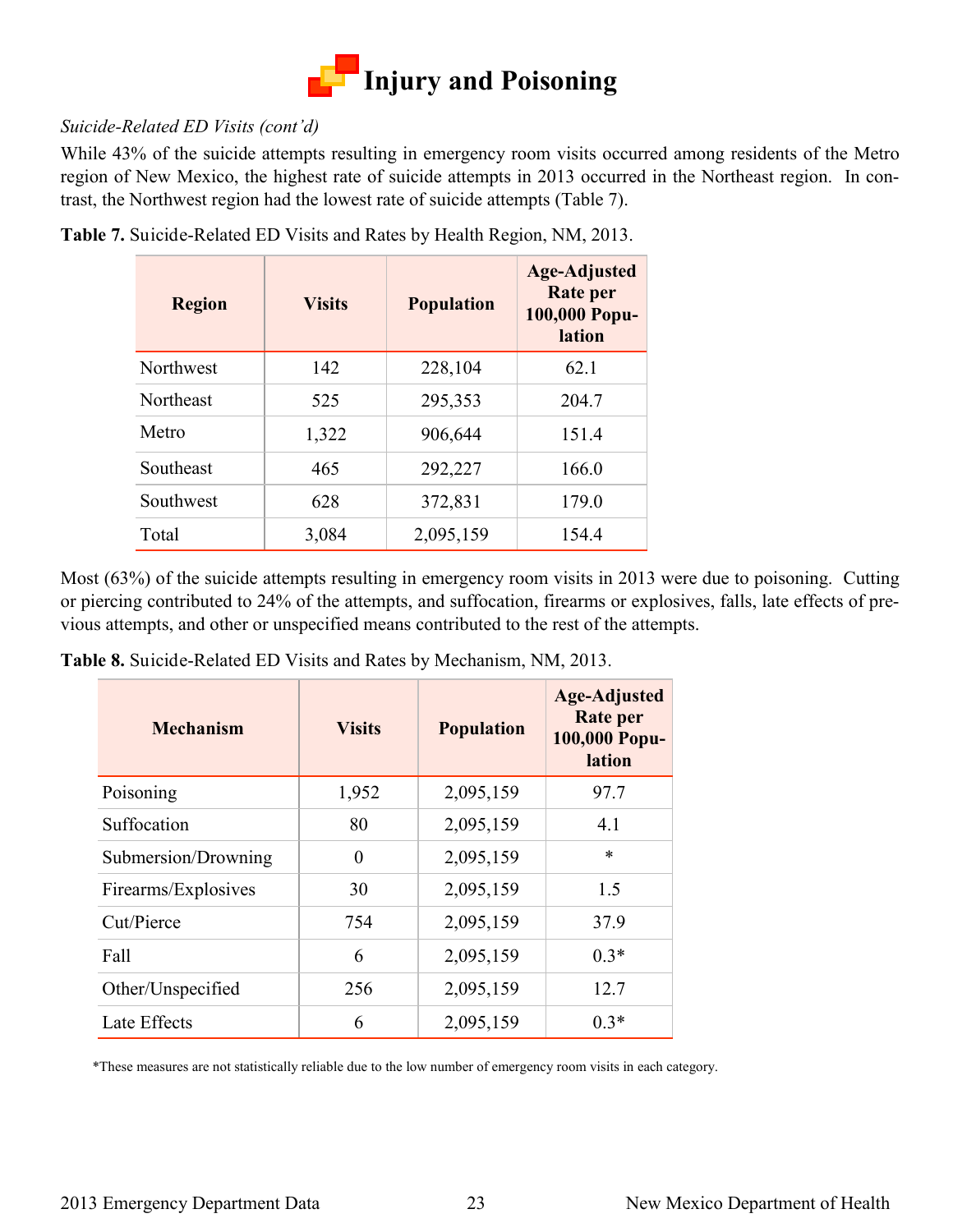# Injury and Poisoning

*Suicide-Related ED Visits (cont'd)*

While 43% of the suicide attempts resulting in emergency room visits occurred among residents of the Metro region of New Mexico, the highest rate of suicide attempts in 2013 occurred in the Northeast region. In contrast, the Northwest region had the lowest rate of suicide attempts (Table 7).

**Table 7.** Suicide-Related ED Visits and Rates by Health Region, NM, 2013.

| Region | Visits | Population | Age-Adjusted Rate per 100,000 Population |
|---|---|---|---|
| Northwest | 142 | 228,104 | 62.1 |
| Northeast | 525 | 295,353 | 204.7 |
| Metro | 1,322 | 906,644 | 151.4 |
| Southeast | 465 | 292,227 | 166.0 |
| Southwest | 628 | 372,831 | 179.0 |
| Total | 3,084 | 2,095,159 | 154.4 |

Most (63%) of the suicide attempts resulting in emergency room visits in 2013 were due to poisoning. Cutting or piercing contributed to 24% of the attempts, and suffocation, firearms or explosives, falls, late effects of previous attempts, and other or unspecified means contributed to the rest of the attempts.

**Table 8.** Suicide-Related ED Visits and Rates by Mechanism, NM, 2013.

| Mechanism | Visits | Population | Age-Adjusted Rate per 100,000 Population |
|---|---|---|---|
| Poisoning | 1,952 | 2,095,159 | 97.7 |
| Suffocation | 80 | 2,095,159 | 4.1 |
| Submersion/Drowning | 0 | 2,095,159 | * |
| Firearms/Explosives | 30 | 2,095,159 | 1.5 |
| Cut/Pierce | 754 | 2,095,159 | 37.9 |
| Fall | 6 | 2,095,159 | 0.3* |
| Other/Unspecified | 256 | 2,095,159 | 12.7 |
| Late Effects | 6 | 2,095,159 | 0.3* |

*These measures are not statistically reliable due to the low number of emergency room visits in each category.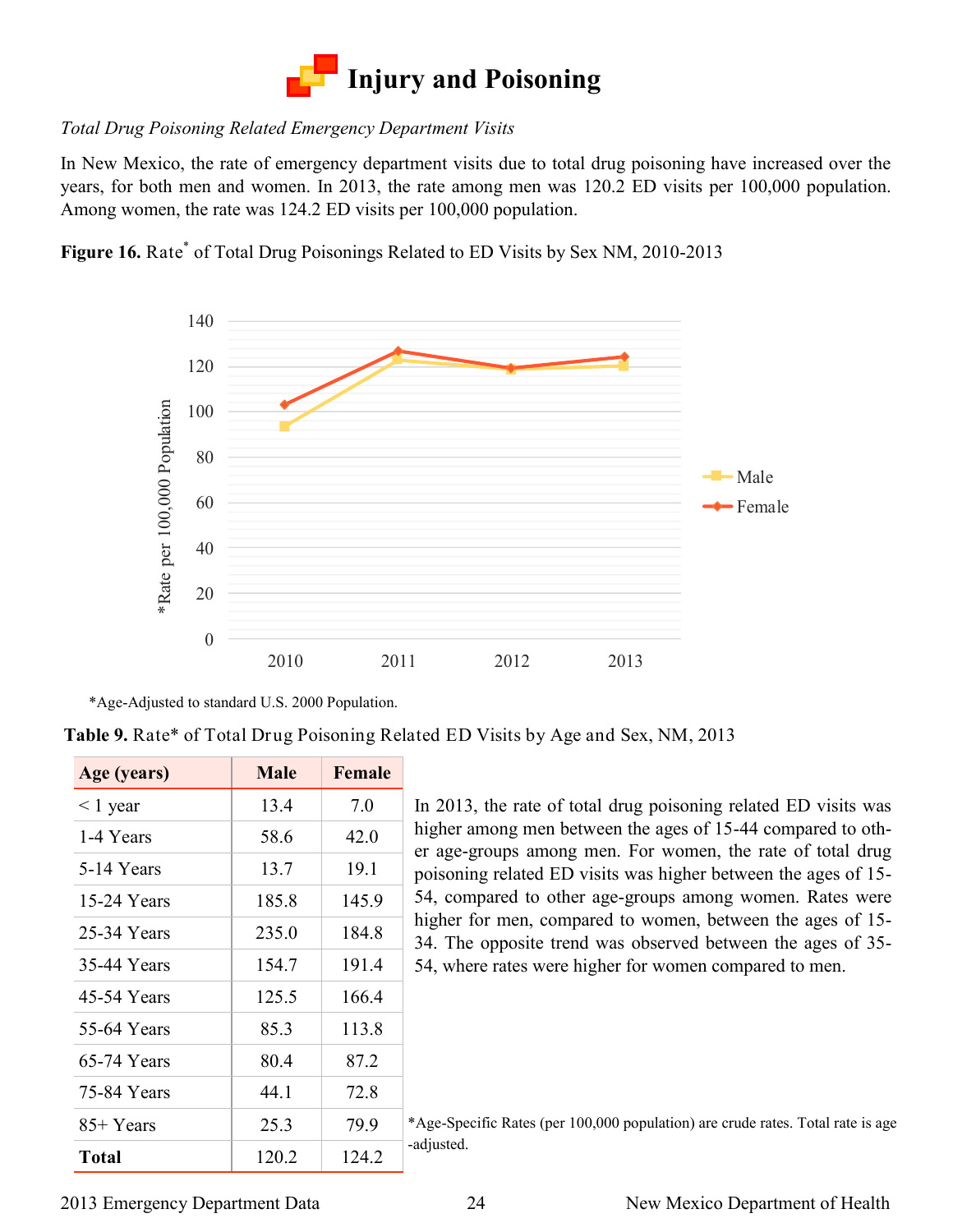# Injury and Poisoning

*Total Drug Poisoning Related Emergency Department Visits*

In New Mexico, the rate of emergency department visits due to total drug poisoning have increased over the years, for both men and women. In 2013, the rate among men was 120.2 ED visits per 100,000 population. Among women, the rate was 124.2 ED visits per 100,000 population.

**Figure 16.** Rate* of Total Drug Poisonings Related to ED Visits by Sex NM, 2010-2013

*Age-Adjusted to standard U.S. 2000 Population.

**Table 9.** Rate* of Total Drug Poisoning Related ED Visits by Age and Sex, NM, 2013

| Age (years) | Male | Female |
|---|---|---|
| < 1 year | 13.4 | 7.0 |
| 1-4 Years | 58.6 | 42.0 |
| 5-14 Years | 13.7 | 19.1 |
| 15-24 Years | 185.8 | 145.9 |
| 25-34 Years | 235.0 | 184.8 |
| 35-44 Years | 154.7 | 191.4 |
| 45-54 Years | 125.5 | 166.4 |
| 55-64 Years | 85.3 | 113.8 |
| 65-74 Years | 80.4 | 87.2 |
| 75-84 Years | 44.1 | 72.8 |
| 85+ Years | 25.3 | 79.9 |
| **Total** | 120.2 | 124.2 |

*Age-Specific Rates (per 100,000 population) are crude rates. Total rate is age-adjusted.

In 2013, the rate of total drug poisoning related ED visits was higher among men between the ages of 15-44 compared to other age-groups among men. For women, the rate of total drug poisoning related ED visits was higher between the ages of 15-54, compared to other age-groups among women. Rates were higher for men, compared to women, between the ages of 15-34. The opposite trend was observed between the ages of 35-54, where rates were higher for women compared to men.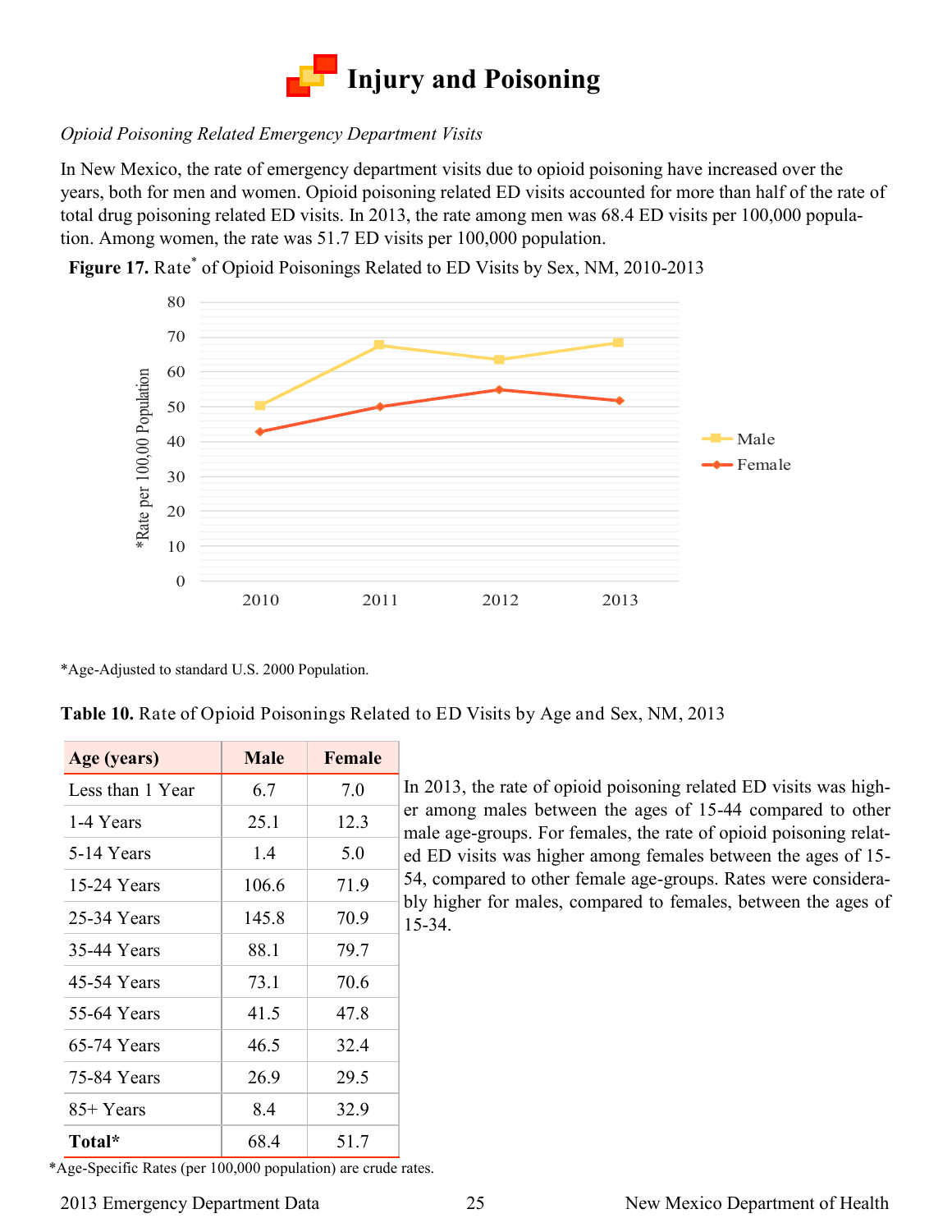# Injury and Poisoning

*Opioid Poisoning Related Emergency Department Visits*

In New Mexico, the rate of emergency department visits due to opioid poisoning have increased over the years, both for men and women. Opioid poisoning related ED visits accounted for more than half of the rate of total drug poisoning related ED visits. In 2013, the rate among men was 68.4 ED visits per 100,000 population. Among women, the rate was 51.7 ED visits per 100,000 population.

**Figure 17.** Rate* of Opioid Poisonings Related to ED Visits by Sex, NM, 2010-2013

*Age-Adjusted to standard U.S. 2000 Population.

**Table 10.** Rate of Opioid Poisonings Related to ED Visits by Age and Sex, NM, 2013

| Age (years) | Male | Female |
|---|---|---|
| Less than 1 Year | 6.7 | 7.0 |
| 1-4 Years | 25.1 | 12.3 |
| 5-14 Years | 1.4 | 5.0 |
| 15-24 Years | 106.6 | 71.9 |
| 25-34 Years | 145.8 | 70.9 |
| 35-44 Years | 88.1 | 79.7 |
| 45-54 Years | 73.1 | 70.6 |
| 55-64 Years | 41.5 | 47.8 |
| 65-74 Years | 46.5 | 32.4 |
| 75-84 Years | 26.9 | 29.5 |
| 85+ Years | 8.4 | 32.9 |
| **Total*** | 68.4 | 51.7 |

*Age-Specific Rates (per 100,000 population) are crude rates.

In 2013, the rate of opioid poisoning related ED visits was higher among males between the ages of 15-44 compared to other male age-groups. For females, the rate of opioid poisoning related ED visits was higher among females between the ages of 15-54, compared to other female age-groups. Rates were considerably higher for males, compared to females, between the ages of 15-34.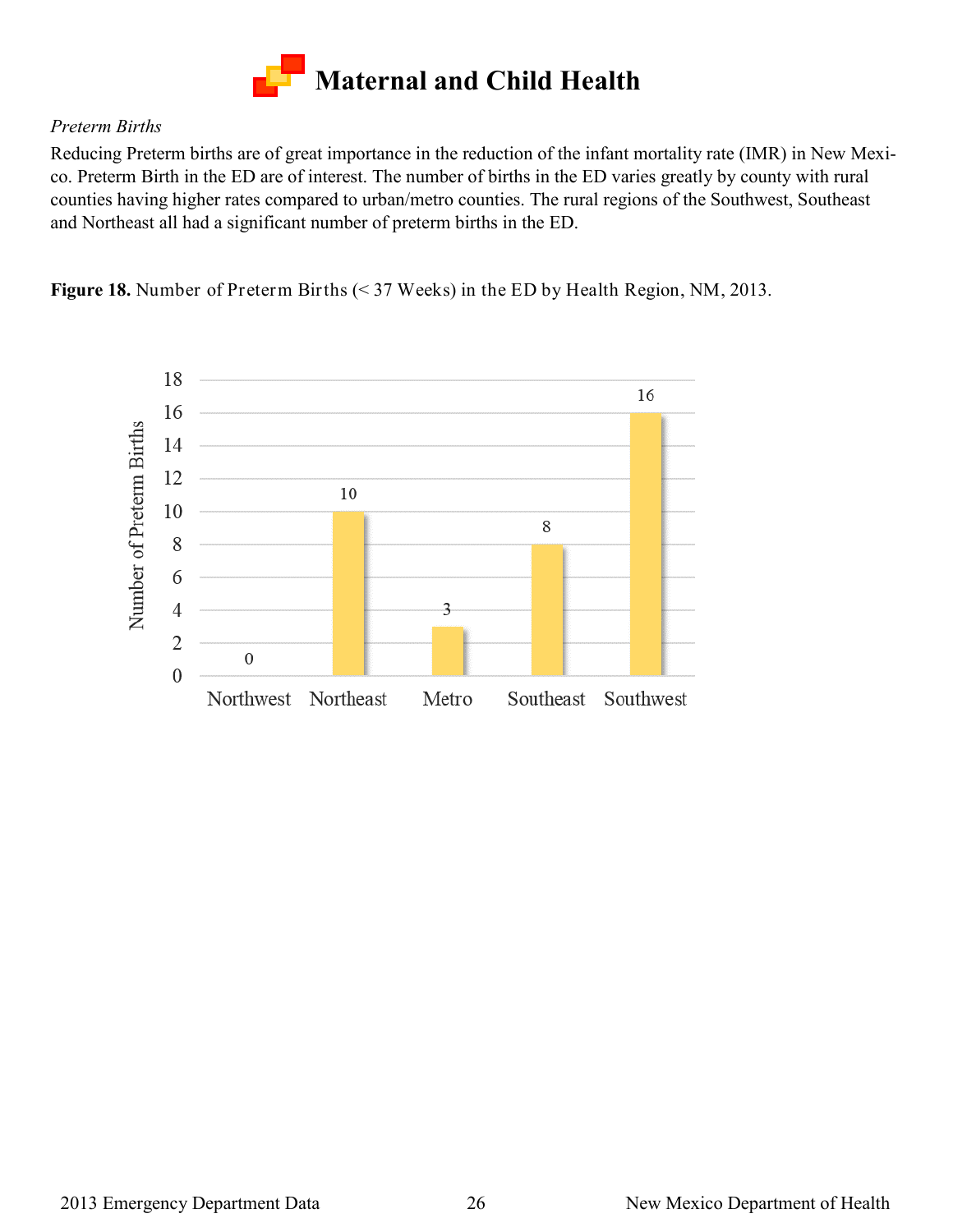# Maternal and Child Health

*Preterm Births*

Reducing Preterm births are of great importance in the reduction of the infant mortality rate (IMR) in New Mexico. Preterm Birth in the ED are of interest. The number of births in the ED varies greatly by county with rural counties having higher rates compared to urban/metro counties. The rural regions of the Southwest, Southeast and Northeast all had a significant number of preterm births in the ED.

**Figure 18.** Number of Preterm Births (< 37 Weeks) in the ED by Health Region, NM, 2013.

| Health Region | Number of Preterm Births |
|---|---|
| Northwest | 0 |
| Northeast | 10 |
| Metro | 3 |
| Southeast | 8 |
| Southwest | 16 |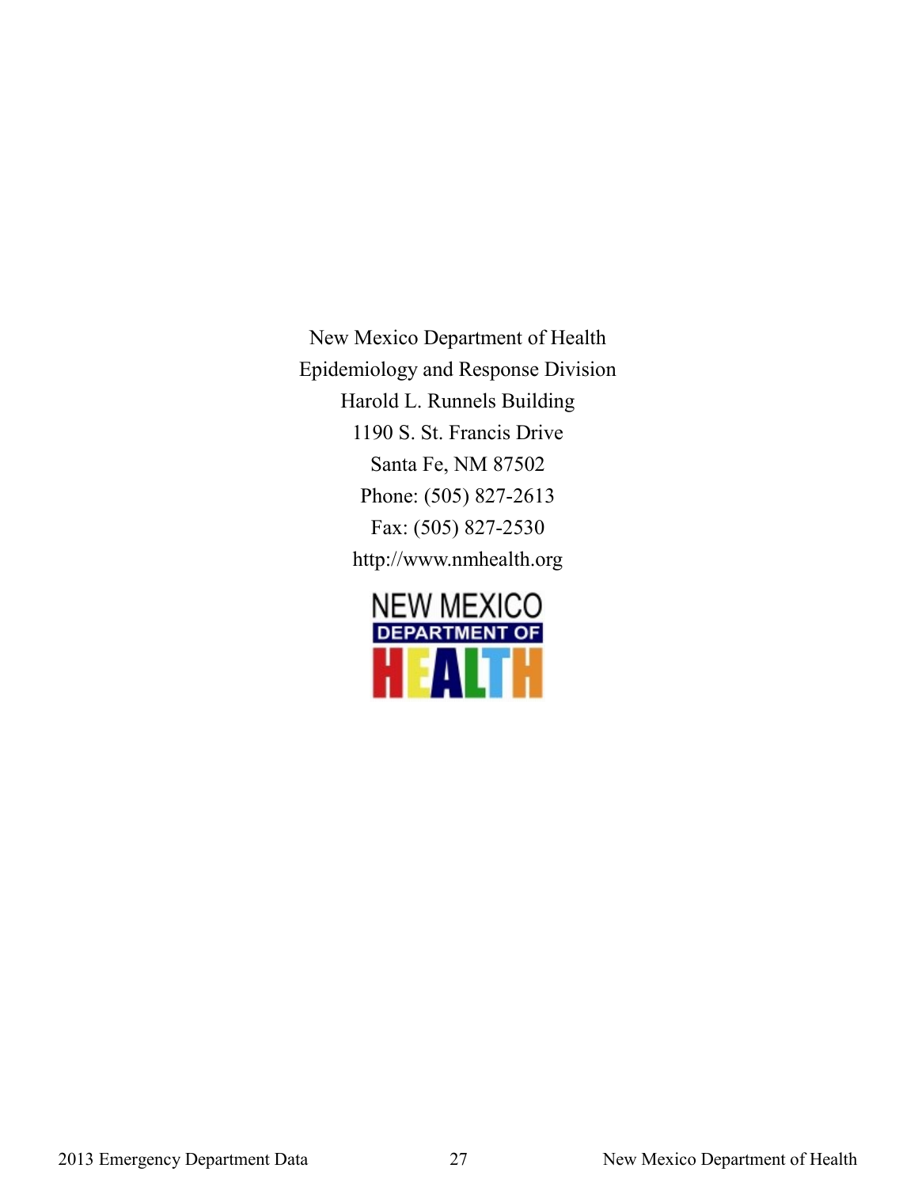New Mexico Department of Health
Epidemiology and Response Division
Harold L. Runnels Building
1190 S. St. Francis Drive
Santa Fe, NM 87502
Phone: (505) 827-2613
Fax: (505) 827-2530
http://www.nmhealth.org

NEW MEXICO
DEPARTMENT OF
HEALTH